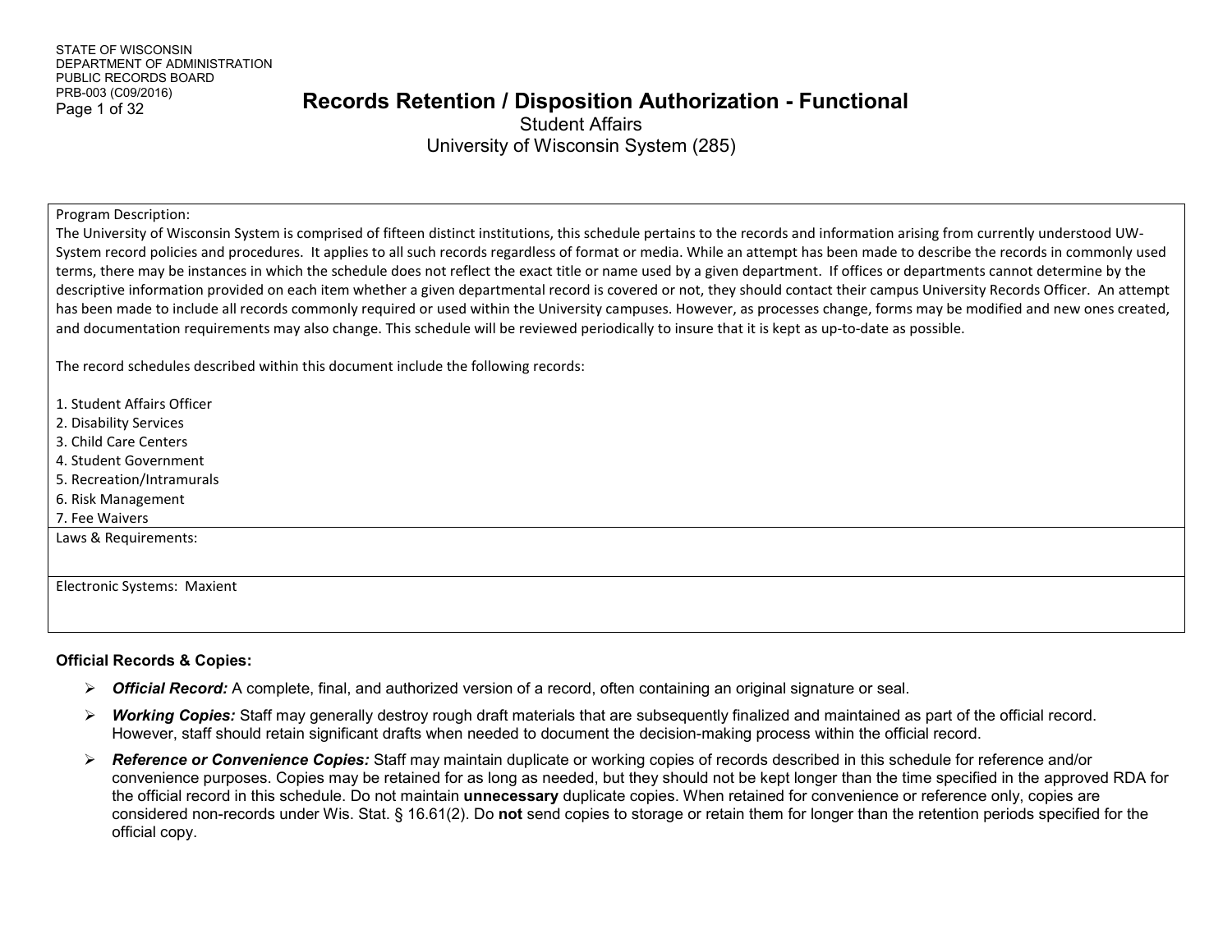STATE OF WISCONSIN
DEPARTMENT OF ADMINISTRATION
PUBLIC RECORDS BOARD
PRB-003 (C09/2016)

# Records Retention / Disposition Authorization - Functional

Student Affairs
University of Wisconsin System (285)

| Program Description: |
| --- |
| The University of Wisconsin System is comprised of fifteen distinct institutions, this schedule pertains to the records and information arising from currently understood UW-System record policies and procedures. It applies to all such records regardless of format or media. While an attempt has been made to describe the records in commonly used terms, there may be instances in which the schedule does not reflect the exact title or name used by a given department. If offices or departments cannot determine by the descriptive information provided on each item whether a given departmental record is covered or not, they should contact their campus University Records Officer. An attempt has been made to include all records commonly required or used within the University campuses. However, as processes change, forms may be modified and new ones created, and documentation requirements may also change. This schedule will be reviewed periodically to insure that it is kept as up-to-date as possible.<br><br>The record schedules described within this document include the following records:<br><br>1. Student Affairs Officer<br>2. Disability Services<br>3. Child Care Centers<br>4. Student Government<br>5. Recreation/Intramurals<br>6. Risk Management<br>7. Fee Waivers |
| Laws & Requirements: |
| Electronic Systems: Maxient |

**Official Records & Copies:**

- ***Official Record:*** A complete, final, and authorized version of a record, often containing an original signature or seal.
- ***Working Copies:*** Staff may generally destroy rough draft materials that are subsequently finalized and maintained as part of the official record. However, staff should retain significant drafts when needed to document the decision-making process within the official record.
- ***Reference or Convenience Copies:*** Staff may maintain duplicate or working copies of records described in this schedule for reference and/or convenience purposes. Copies may be retained for as long as needed, but they should not be kept longer than the time specified in the approved RDA for the official record in this schedule. Do not maintain **unnecessary** duplicate copies. When retained for convenience or reference only, copies are considered non-records under Wis. Stat. § 16.61(2). Do **not** send copies to storage or retain them for longer than the retention periods specified for the official copy.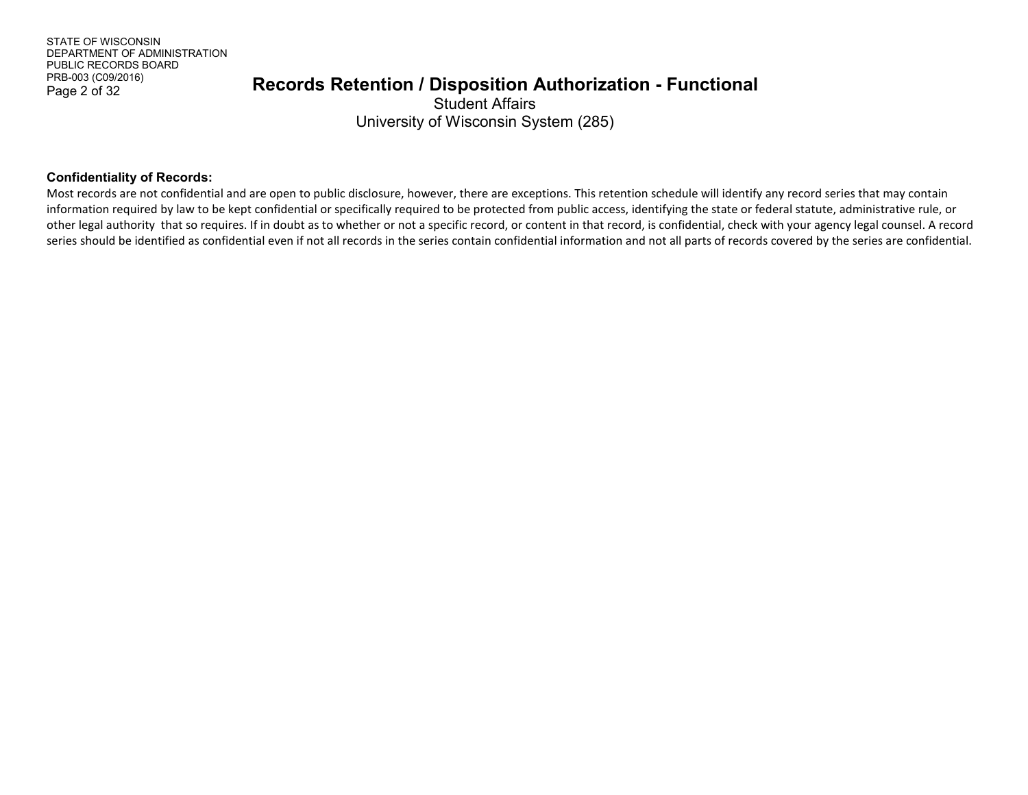**Confidentiality of Records:**

Most records are not confidential and are open to public disclosure, however, there are exceptions. This retention schedule will identify any record series that may contain information required by law to be kept confidential or specifically required to be protected from public access, identifying the state or federal statute, administrative rule, or other legal authority that so requires. If in doubt as to whether or not a specific record, or content in that record, is confidential, check with your agency legal counsel. A record series should be identified as confidential even if not all records in the series contain confidential information and not all parts of records covered by the series are confidential.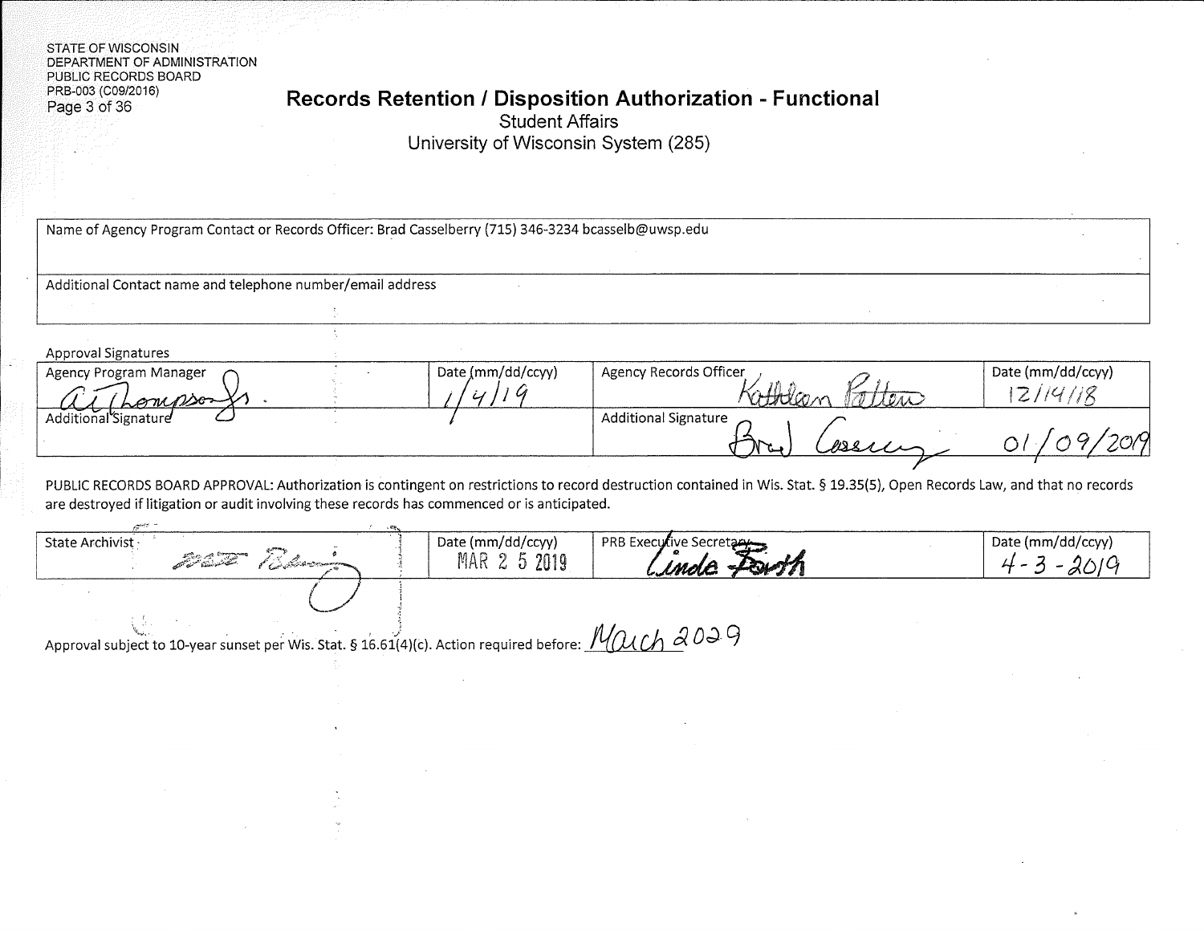STATE OF WISCONSIN
DEPARTMENT OF ADMINISTRATION
PUBLIC RECORDS BOARD
PRB-003 (C09/2016)

# Records Retention / Disposition Authorization - Functional

Student Affairs
University of Wisconsin System (285)

| Name of Agency Program Contact or Records Officer: Brad Casselberry (715) 346-3234 bcasselb@uwsp.edu |
| --- |
| Additional Contact name and telephone number/email address |

Approval Signatures

| Agency Program Manager | Date (mm/dd/ccyy) | Agency Records Officer | Date (mm/dd/ccyy) |
| --- | --- | --- | --- |
| Al Thompson Jr. | 1/4/19 | Kathleen Patten | 12/14/18 |
| Additional Signature | | Additional Signature Brad Casselberry | 01/09/2019 |

PUBLIC RECORDS BOARD APPROVAL: Authorization is contingent on restrictions to record destruction contained in Wis. Stat. § 19.35(5), Open Records Law, and that no records are destroyed if litigation or audit involving these records has commenced or is anticipated.

| State Archivist | Date (mm/dd/ccyy) | PRB Executive Secretary | Date (mm/dd/ccyy) |
| --- | --- | --- | --- |
| (signature) | MAR 25 2019 | Linda Barth | 4-3-2019 |

Approval subject to 10-year sunset per Wis. Stat. § 16.61(4)(c). Action required before: March 2029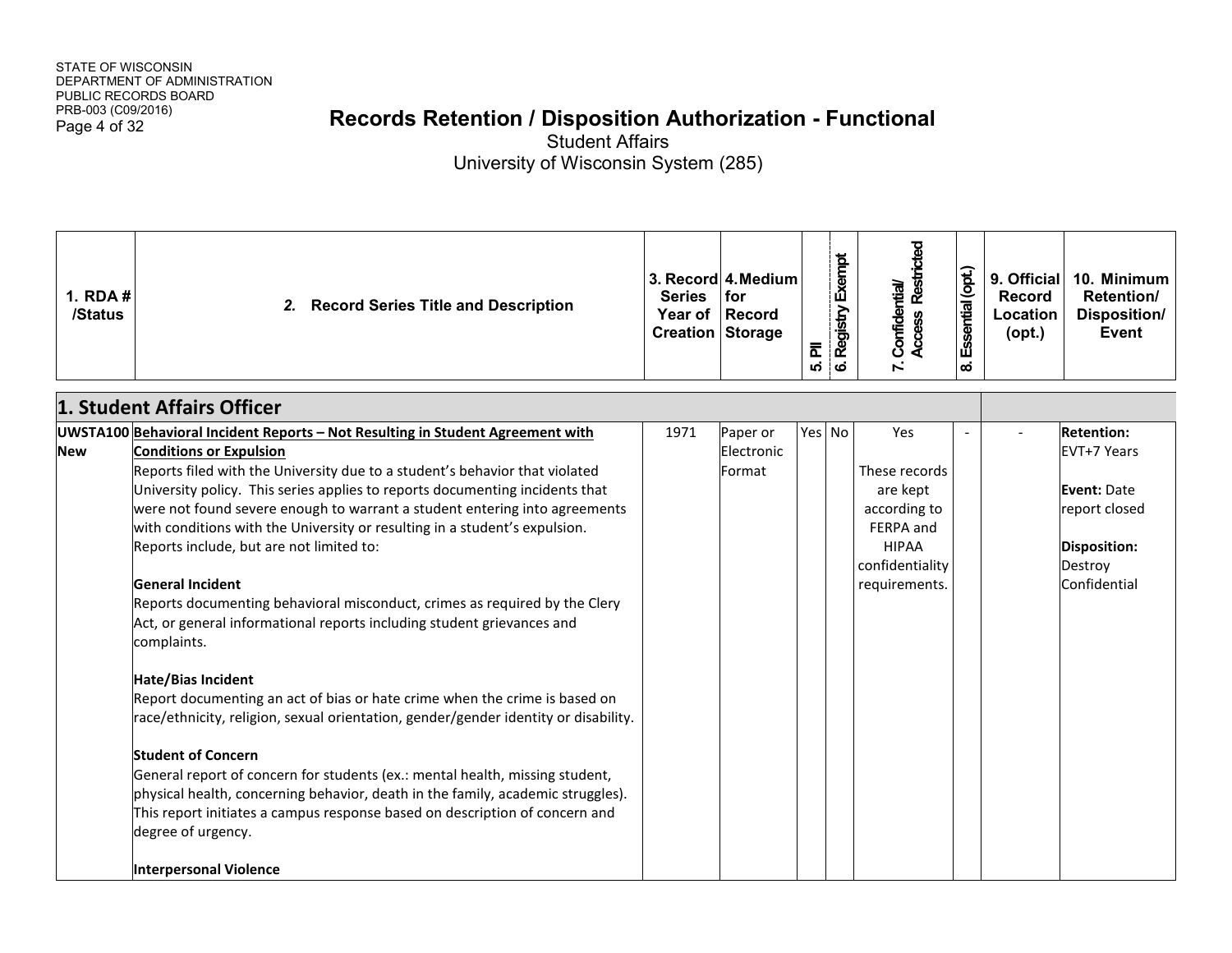# Records Retention / Disposition Authorization - Functional

Student Affairs
University of Wisconsin System (285)

| 1. RDA # /Status | 2. Record Series Title and Description | 3. Record Series Year of Creation | 4. Medium for Record Storage | 5. PII | 6. Registry Exempt | 7. Confidential/ Access Restricted | 8. Essential (opt.) | 9. Official Record Location (opt.) | 10. Minimum Retention/ Disposition/ Event |
|---|---|---|---|---|---|---|---|---|---|
| **1. Student Affairs Officer** | | | | | | | | | |
| UWSTA100 New | **Behavioral Incident Reports – Not Resulting in Student Agreement with Conditions or Expulsion**<br>Reports filed with the University due to a student's behavior that violated University policy. This series applies to reports documenting incidents that were not found severe enough to warrant a student entering into agreements with conditions with the University or resulting in a student's expulsion. Reports include, but are not limited to:<br><br>**General Incident**<br>Reports documenting behavioral misconduct, crimes as required by the Clery Act, or general informational reports including student grievances and complaints.<br><br>**Hate/Bias Incident**<br>Report documenting an act of bias or hate crime when the crime is based on race/ethnicity, religion, sexual orientation, gender/gender identity or disability.<br><br>**Student of Concern**<br>General report of concern for students (ex.: mental health, missing student, physical health, concerning behavior, death in the family, academic struggles). This report initiates a campus response based on description of concern and degree of urgency.<br><br>**Interpersonal Violence** | 1971 | Paper or Electronic Format | Yes | No | Yes<br><br>These records are kept according to FERPA and HIPAA confidentiality requirements. | - | - | **Retention:** EVT+7 Years<br><br>**Event:** Date report closed<br><br>**Disposition:** Destroy Confidential |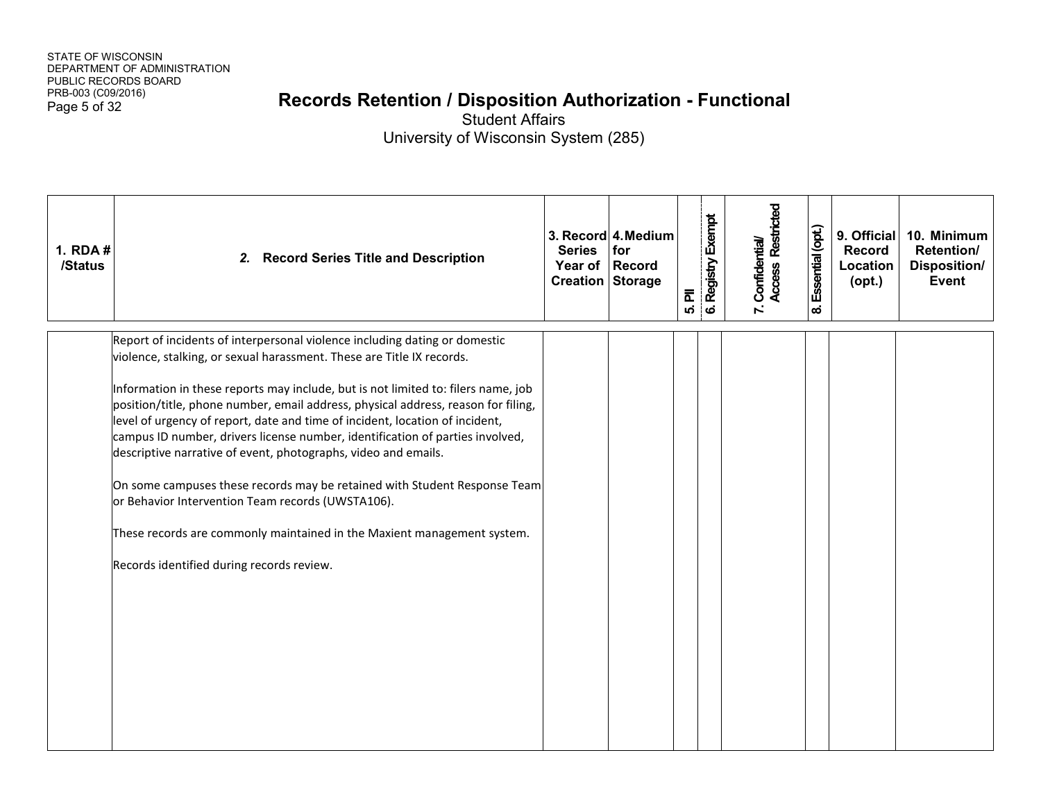# Records Retention / Disposition Authorization - Functional

Student Affairs

University of Wisconsin System (285)

| 1. RDA # /Status | 2. Record Series Title and Description | 3. Record Series Year of Creation | 4. Medium for Record Storage | 5. PII | 6. Registry Exempt | 7. Confidential/ Access Restricted | 8. Essential (opt.) | 9. Official Record Location (opt.) | 10. Minimum Retention/ Disposition/ Event |
|---|---|---|---|---|---|---|---|---|---|
| | Report of incidents of interpersonal violence including dating or domestic violence, stalking, or sexual harassment. These are Title IX records.<br><br>Information in these reports may include, but is not limited to: filers name, job position/title, phone number, email address, physical address, reason for filing, level of urgency of report, date and time of incident, location of incident, campus ID number, drivers license number, identification of parties involved, descriptive narrative of event, photographs, video and emails.<br><br>On some campuses these records may be retained with Student Response Team or Behavior Intervention Team records (UWSTA106).<br><br>These records are commonly maintained in the Maxient management system.<br><br>Records identified during records review. | | | | | | | | |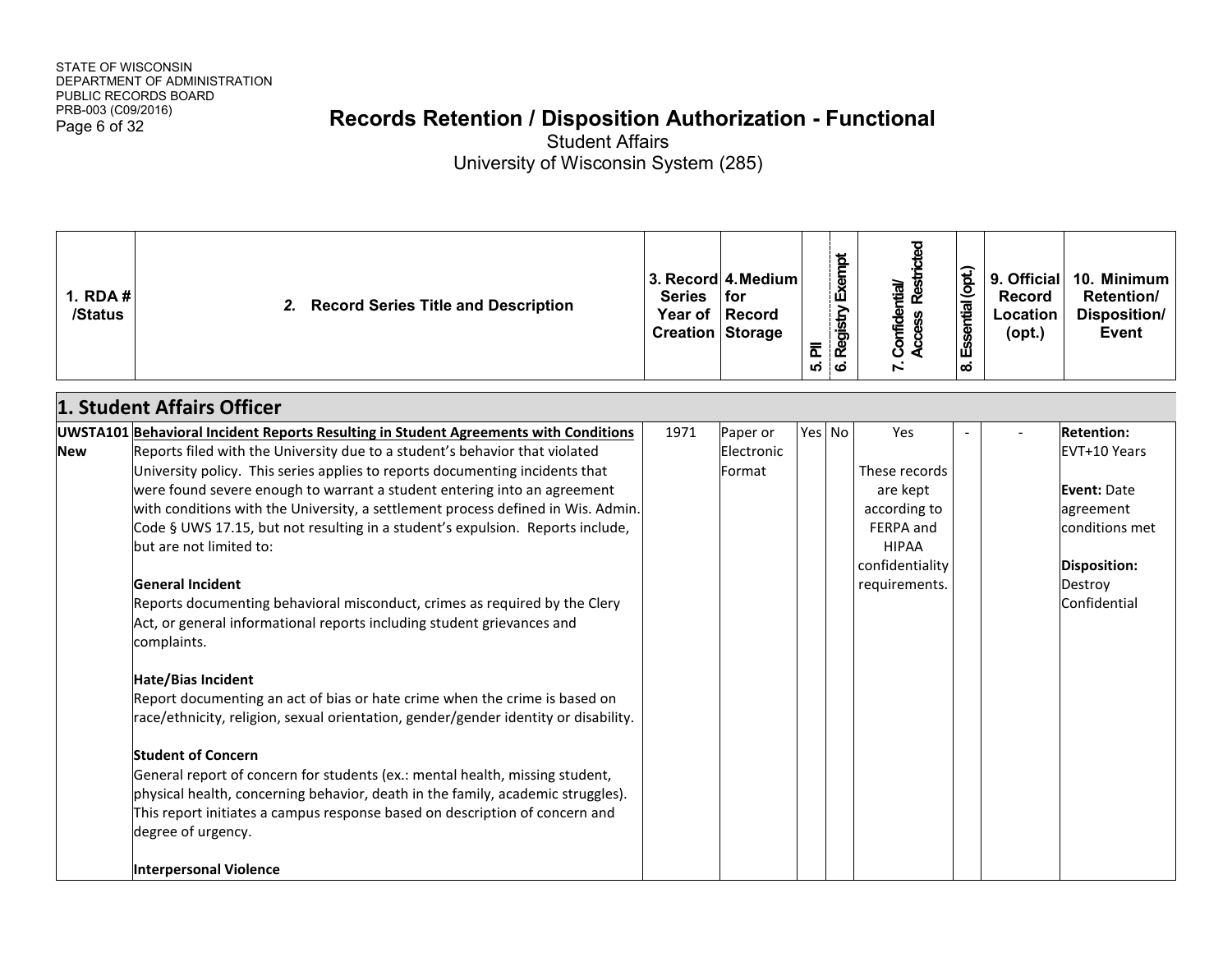STATE OF WISCONSIN
DEPARTMENT OF ADMINISTRATION
PUBLIC RECORDS BOARD
PRB-003 (C09/2016)

# Records Retention / Disposition Authorization - Functional

Student Affairs
University of Wisconsin System (285)

| 1. RDA # /Status | 2. Record Series Title and Description | 3. Record Series Year of Creation | 4. Medium for Record Storage | 5. PII | 6. Registry Exempt | 7. Confidential/ Access Restricted | 8. Essential (opt.) | 9. Official Record Location (opt.) | 10. Minimum Retention/ Disposition/ Event |
|---|---|---|---|---|---|---|---|---|---|
| **1. Student Affairs Officer** | | | | | | | | | |
| **UWSTA101** **New** | **Behavioral Incident Reports Resulting in Student Agreements with Conditions** Reports filed with the University due to a student's behavior that violated University policy. This series applies to reports documenting incidents that were found severe enough to warrant a student entering into an agreement with conditions with the University, a settlement process defined in Wis. Admin. Code § UWS 17.15, but not resulting in a student's expulsion. Reports include, but are not limited to:<br><br>**General Incident**<br>Reports documenting behavioral misconduct, crimes as required by the Clery Act, or general informational reports including student grievances and complaints.<br><br>**Hate/Bias Incident**<br>Report documenting an act of bias or hate crime when the crime is based on race/ethnicity, religion, sexual orientation, gender/gender identity or disability.<br><br>**Student of Concern**<br>General report of concern for students (ex.: mental health, missing student, physical health, concerning behavior, death in the family, academic struggles). This report initiates a campus response based on description of concern and degree of urgency.<br><br>**Interpersonal Violence** | 1971 | Paper or Electronic Format | Yes | No | Yes<br><br>These records are kept according to FERPA and HIPAA confidentiality requirements. | - | - | **Retention:** EVT+10 Years<br><br>**Event:** Date agreement conditions met<br><br>**Disposition:** Destroy Confidential |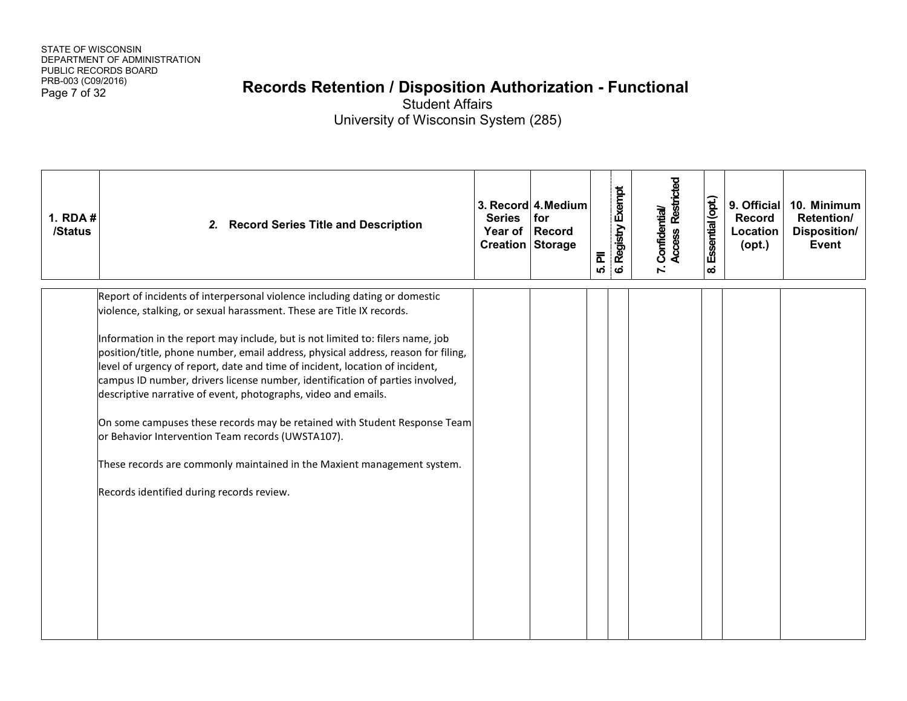# Records Retention / Disposition Authorization - Functional

Student Affairs
University of Wisconsin System (285)

| 1. RDA # /Status | 2. Record Series Title and Description | 3. Record Series Year of Creation | 4. Medium for Record Storage | 5. PII | 6. Registry Exempt | 7. Confidential/ Access Restricted | 8. Essential (opt.) | 9. Official Record Location (opt.) | 10. Minimum Retention/ Disposition/ Event |
|---|---|---|---|---|---|---|---|---|---|
| | Report of incidents of interpersonal violence including dating or domestic violence, stalking, or sexual harassment. These are Title IX records.<br><br>Information in the report may include, but is not limited to: filers name, job position/title, phone number, email address, physical address, reason for filing, level of urgency of report, date and time of incident, location of incident, campus ID number, drivers license number, identification of parties involved, descriptive narrative of event, photographs, video and emails.<br><br>On some campuses these records may be retained with Student Response Team or Behavior Intervention Team records (UWSTA107).<br><br>These records are commonly maintained in the Maxient management system.<br><br>Records identified during records review. | | | | | | | | |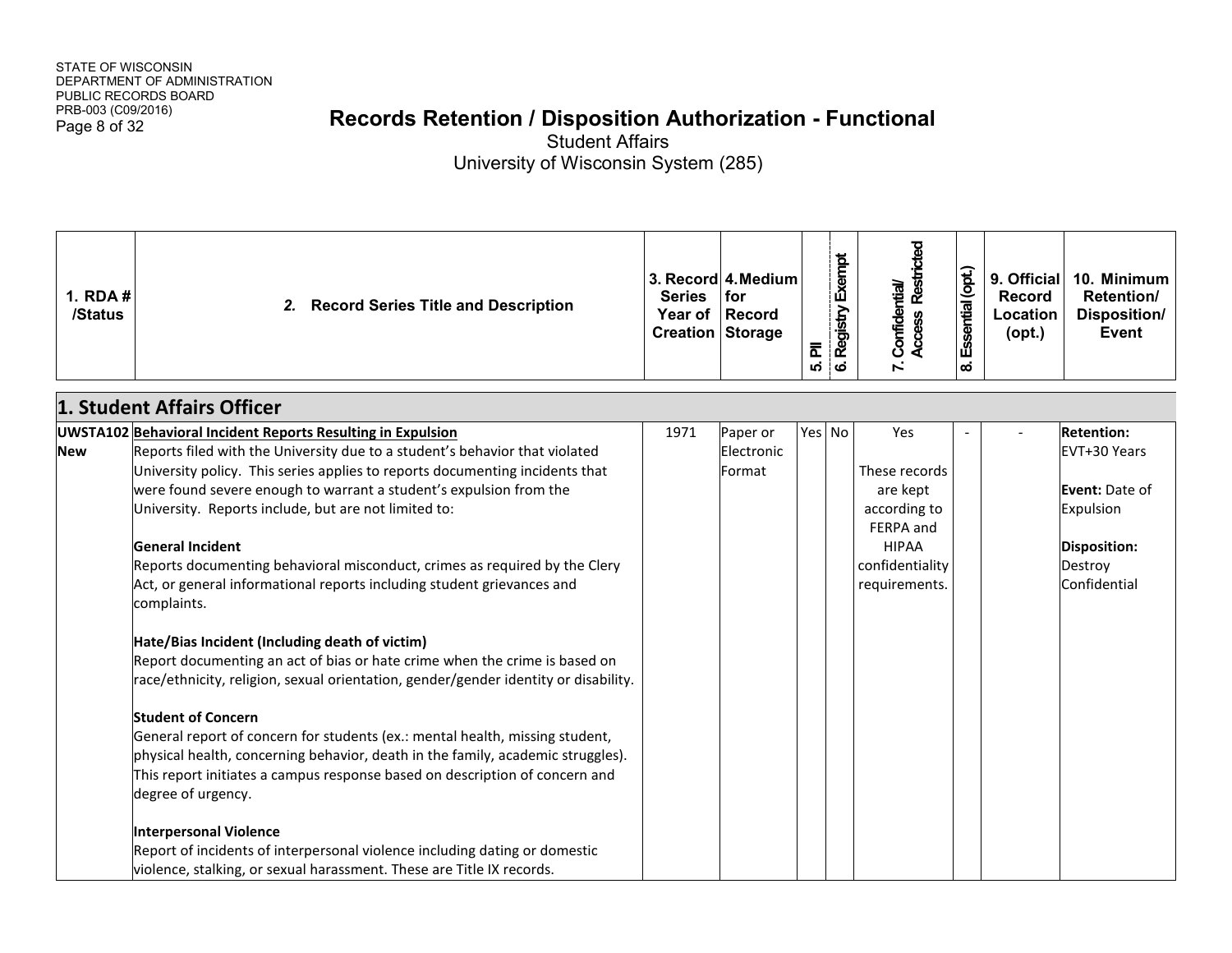STATE OF WISCONSIN
DEPARTMENT OF ADMINISTRATION
PUBLIC RECORDS BOARD
PRB-003 (C09/2016)

# Records Retention / Disposition Authorization - Functional

Student Affairs
University of Wisconsin System (285)

| 1. RDA # /Status | 2. Record Series Title and Description | 3. Record Series Year of Creation | 4. Medium for Record Storage | 5. PII | 6. Registry Exempt | 7. Confidential/ Access Restricted | 8. Essential (opt.) | 9. Official Record Location (opt.) | 10. Minimum Retention/ Disposition/ Event |
|---|---|---|---|---|---|---|---|---|---|
| **1. Student Affairs Officer** | | | | | | | | | |
| **UWSTA102** **New** | **<u>Behavioral Incident Reports Resulting in Expulsion</u>** Reports filed with the University due to a student's behavior that violated University policy. This series applies to reports documenting incidents that were found severe enough to warrant a student's expulsion from the University. Reports include, but are not limited to: **General Incident** Reports documenting behavioral misconduct, crimes as required by the Clery Act, or general informational reports including student grievances and complaints. **Hate/Bias Incident (Including death of victim)** Report documenting an act of bias or hate crime when the crime is based on race/ethnicity, religion, sexual orientation, gender/gender identity or disability. **Student of Concern** General report of concern for students (ex.: mental health, missing student, physical health, concerning behavior, death in the family, academic struggles). This report initiates a campus response based on description of concern and degree of urgency. **Interpersonal Violence** Report of incidents of interpersonal violence including dating or domestic violence, stalking, or sexual harassment. These are Title IX records. | 1971 | Paper or Electronic Format | Yes | No | Yes These records are kept according to FERPA and HIPAA confidentiality requirements. | - | - | **Retention:** EVT+30 Years **Event:** Date of Expulsion **Disposition:** Destroy Confidential |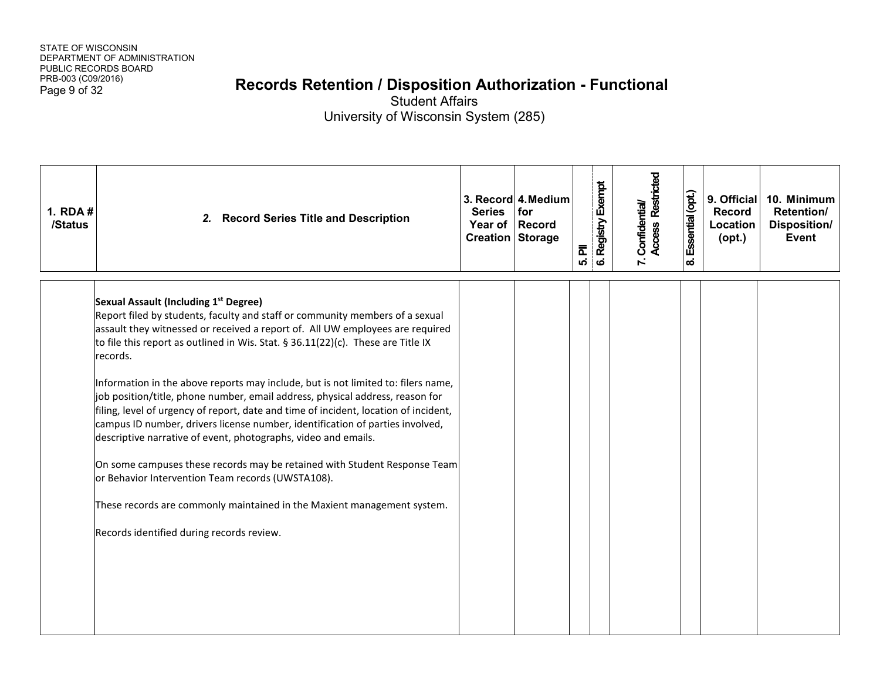# Records Retention / Disposition Authorization - Functional

Student Affairs

University of Wisconsin System (285)

| 1. RDA # /Status | 2. Record Series Title and Description | 3. Record Series Year of Creation | 4. Medium for Record Storage | 5. PII | 6. Registry Exempt | 7. Confidential/ Access Restricted | 8. Essential (opt.) | 9. Official Record Location (opt.) | 10. Minimum Retention/ Disposition/ Event |
|---|---|---|---|---|---|---|---|---|---|
| | **Sexual Assault (Including 1st Degree)**<br>Report filed by students, faculty and staff or community members of a sexual assault they witnessed or received a report of. All UW employees are required to file this report as outlined in Wis. Stat. § 36.11(22)(c). These are Title IX records.<br><br>Information in the above reports may include, but is not limited to: filers name, job position/title, phone number, email address, physical address, reason for filing, level of urgency of report, date and time of incident, location of incident, campus ID number, drivers license number, identification of parties involved, descriptive narrative of event, photographs, video and emails.<br><br>On some campuses these records may be retained with Student Response Team or Behavior Intervention Team records (UWSTA108).<br><br>These records are commonly maintained in the Maxient management system.<br><br>Records identified during records review. | | | | | | | | |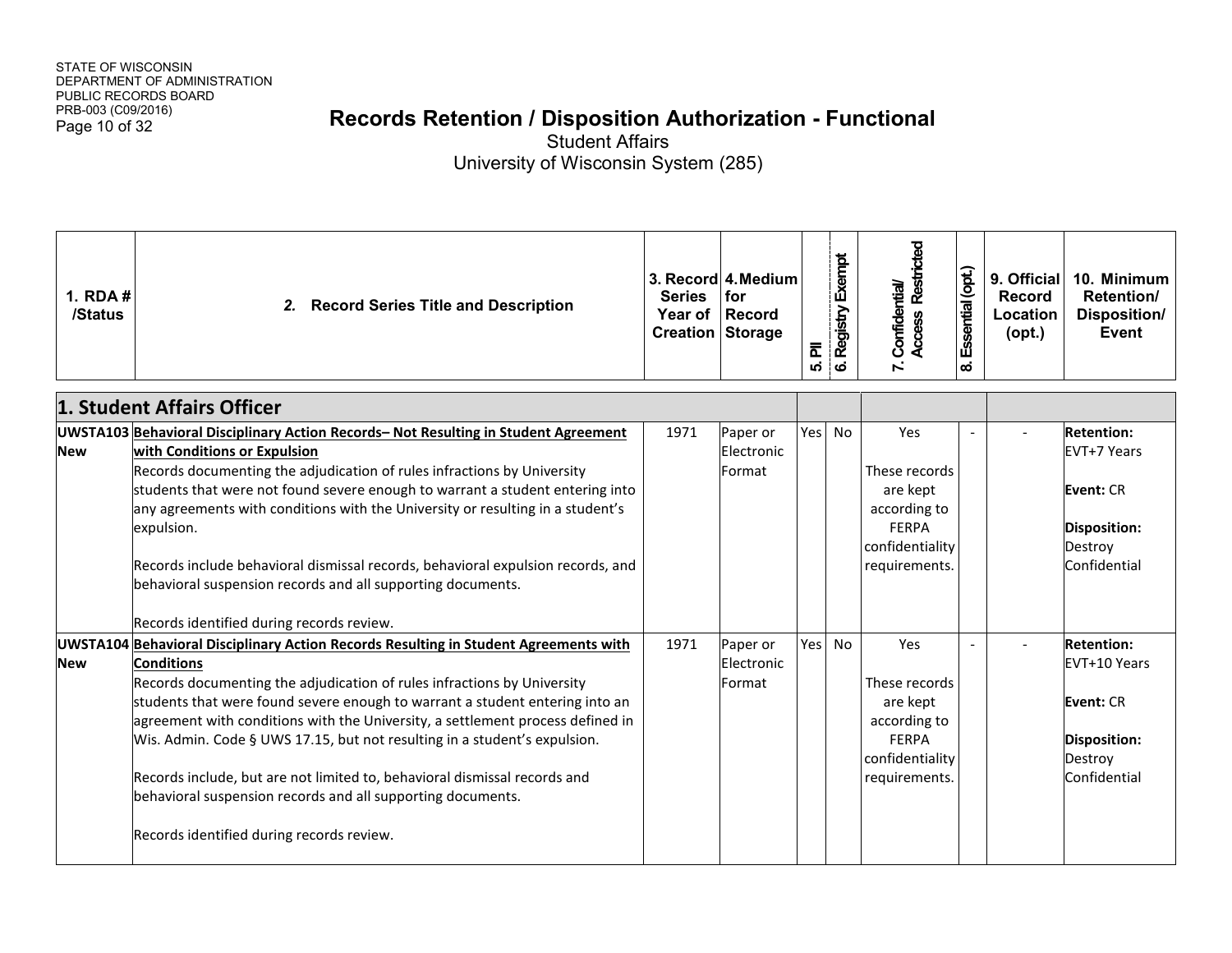STATE OF WISCONSIN
DEPARTMENT OF ADMINISTRATION
PUBLIC RECORDS BOARD
PRB-003 (C09/2016)

# Records Retention / Disposition Authorization - Functional

Student Affairs
University of Wisconsin System (285)

| 1. RDA # /Status | 2. Record Series Title and Description | 3. Record Series Year of Creation | 4. Medium for Record Storage | 5. PII | 6. Registry Exempt | 7. Confidential/ Access Restricted | 8. Essential (opt.) | 9. Official Record Location (opt.) | 10. Minimum Retention/ Disposition/ Event |
|---|---|---|---|---|---|---|---|---|---|
| **1. Student Affairs Officer** | | | | | | | | | |
| UWSTA103 New | **Behavioral Disciplinary Action Records– Not Resulting in Student Agreement with Conditions or Expulsion**<br>Records documenting the adjudication of rules infractions by University students that were not found severe enough to warrant a student entering into any agreements with conditions with the University or resulting in a student's expulsion.<br><br>Records include behavioral dismissal records, behavioral expulsion records, and behavioral suspension records and all supporting documents.<br><br>Records identified during records review. | 1971 | Paper or Electronic Format | Yes | No | Yes<br><br>These records are kept according to FERPA confidentiality requirements. | - | - | **Retention:** EVT+7 Years<br><br>**Event:** CR<br><br>**Disposition:** Destroy Confidential |
| UWSTA104 New | **Behavioral Disciplinary Action Records Resulting in Student Agreements with Conditions**<br>Records documenting the adjudication of rules infractions by University students that were found severe enough to warrant a student entering into an agreement with conditions with the University, a settlement process defined in Wis. Admin. Code § UWS 17.15, but not resulting in a student's expulsion.<br><br>Records include, but are not limited to, behavioral dismissal records and behavioral suspension records and all supporting documents.<br><br>Records identified during records review. | 1971 | Paper or Electronic Format | Yes | No | Yes<br><br>These records are kept according to FERPA confidentiality requirements. | - | - | **Retention:** EVT+10 Years<br><br>**Event:** CR<br><br>**Disposition:** Destroy Confidential |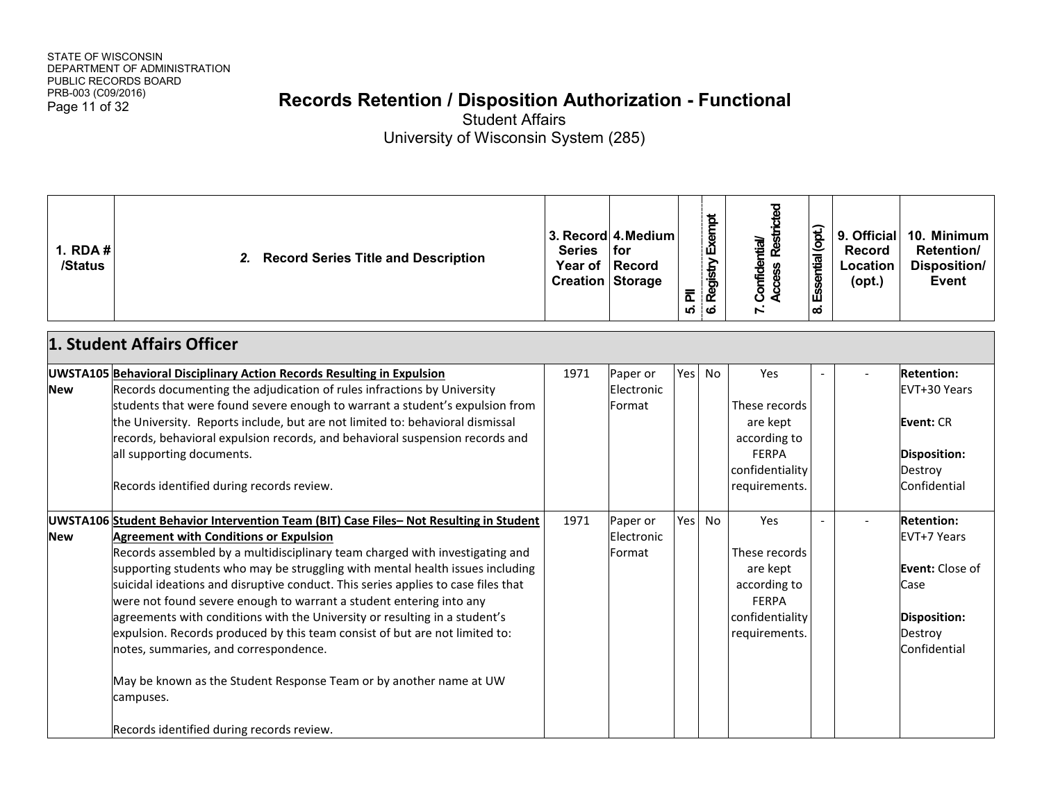STATE OF WISCONSIN
DEPARTMENT OF ADMINISTRATION
PUBLIC RECORDS BOARD
PRB-003 (C09/2016)

# Records Retention / Disposition Authorization - Functional

Student Affairs
University of Wisconsin System (285)

| 1. RDA # /Status | 2. Record Series Title and Description | 3. Record Series Year of Creation | 4. Medium for Record Storage | 5. PII | 6. Registry Exempt | 7. Confidential/ Access Restricted | 8. Essential (opt.) | 9. Official Record Location (opt.) | 10. Minimum Retention/ Disposition/ Event |
|---|---|---|---|---|---|---|---|---|---|
| **1. Student Affairs Officer** | | | | | | | | | |
| **UWSTA105 New** | **Behavioral Disciplinary Action Records Resulting in Expulsion** Records documenting the adjudication of rules infractions by University students that were found severe enough to warrant a student's expulsion from the University. Reports include, but are not limited to: behavioral dismissal records, behavioral expulsion records, and behavioral suspension records and all supporting documents. Records identified during records review. | 1971 | Paper or Electronic Format | Yes | No | Yes These records are kept according to FERPA confidentiality requirements. | - | - | **Retention:** EVT+30 Years **Event:** CR **Disposition:** Destroy Confidential |
| **UWSTA106 New** | **Student Behavior Intervention Team (BIT) Case Files– Not Resulting in Student Agreement with Conditions or Expulsion** Records assembled by a multidisciplinary team charged with investigating and supporting students who may be struggling with mental health issues including suicidal ideations and disruptive conduct. This series applies to case files that were not found severe enough to warrant a student entering into any agreements with conditions with the University or resulting in a student's expulsion. Records produced by this team consist of but are not limited to: notes, summaries, and correspondence. May be known as the Student Response Team or by another name at UW campuses. Records identified during records review. | 1971 | Paper or Electronic Format | Yes | No | Yes These records are kept according to FERPA confidentiality requirements. | - | - | **Retention:** EVT+7 Years **Event:** Close of Case **Disposition:** Destroy Confidential |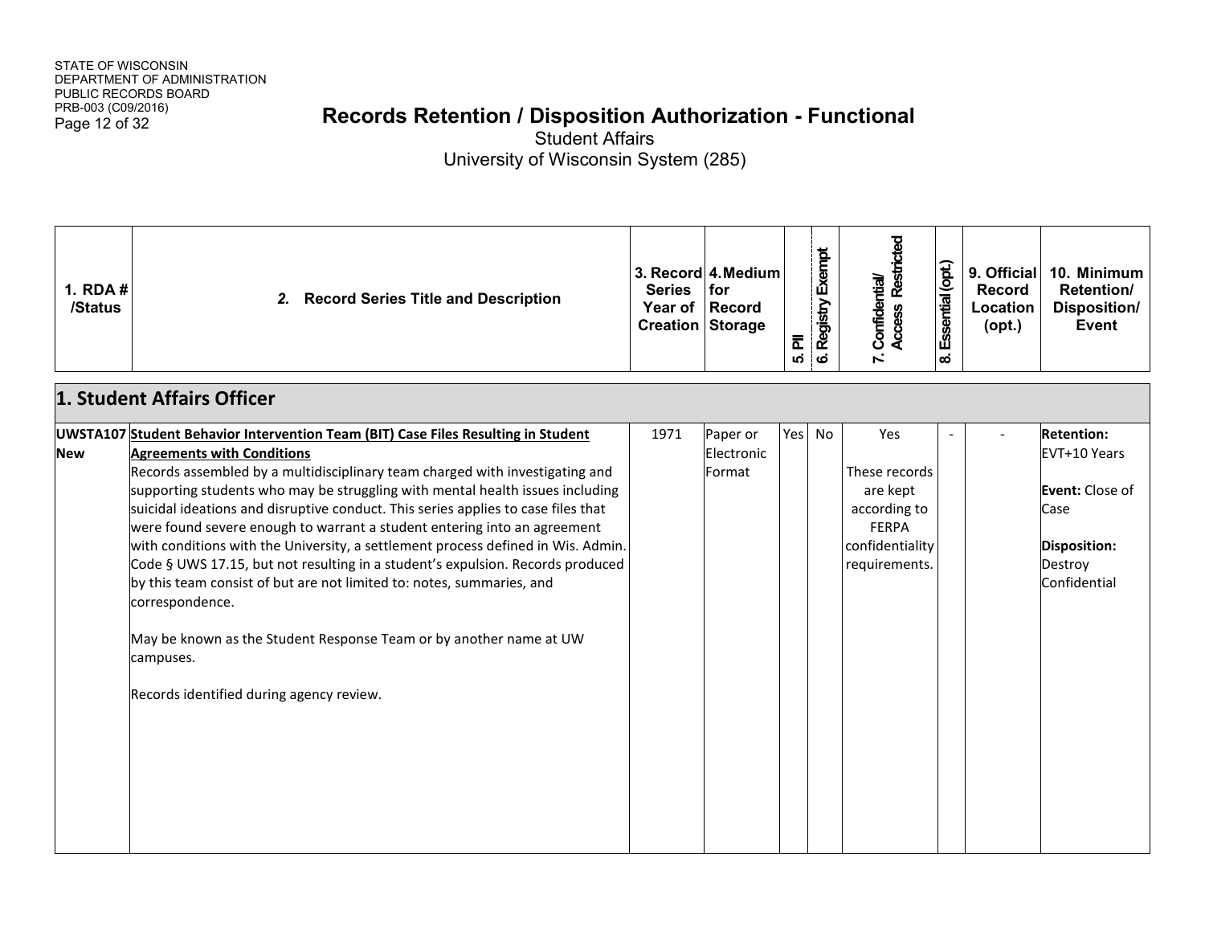STATE OF WISCONSIN
DEPARTMENT OF ADMINISTRATION
PUBLIC RECORDS BOARD
PRB-003 (C09/2016)

# Records Retention / Disposition Authorization - Functional

Student Affairs
University of Wisconsin System (285)

| 1. RDA # /Status | 2. Record Series Title and Description | 3. Record Series Year of Creation | 4. Medium for Record Storage | 5. PII | 6. Registry Exempt | 7. Confidential/ Access Restricted | 8. Essential (opt.) | 9. Official Record Location (opt.) | 10. Minimum Retention/ Disposition/ Event |
|---|---|---|---|---|---|---|---|---|---|
| **1. Student Affairs Officer** | | | | | | | | | |
| **UWSTA107 New** | **Student Behavior Intervention Team (BIT) Case Files Resulting in Student Agreements with Conditions**<br>Records assembled by a multidisciplinary team charged with investigating and supporting students who may be struggling with mental health issues including suicidal ideations and disruptive conduct. This series applies to case files that were found severe enough to warrant a student entering into an agreement with conditions with the University, a settlement process defined in Wis. Admin. Code § UWS 17.15, but not resulting in a student's expulsion. Records produced by this team consist of but are not limited to: notes, summaries, and correspondence.<br><br>May be known as the Student Response Team or by another name at UW campuses.<br><br>Records identified during agency review. | 1971 | Paper or Electronic Format | Yes | No | Yes<br><br>These records are kept according to FERPA confidentiality requirements. | - | - | **Retention:** EVT+10 Years<br><br>**Event:** Close of Case<br><br>**Disposition:** Destroy Confidential |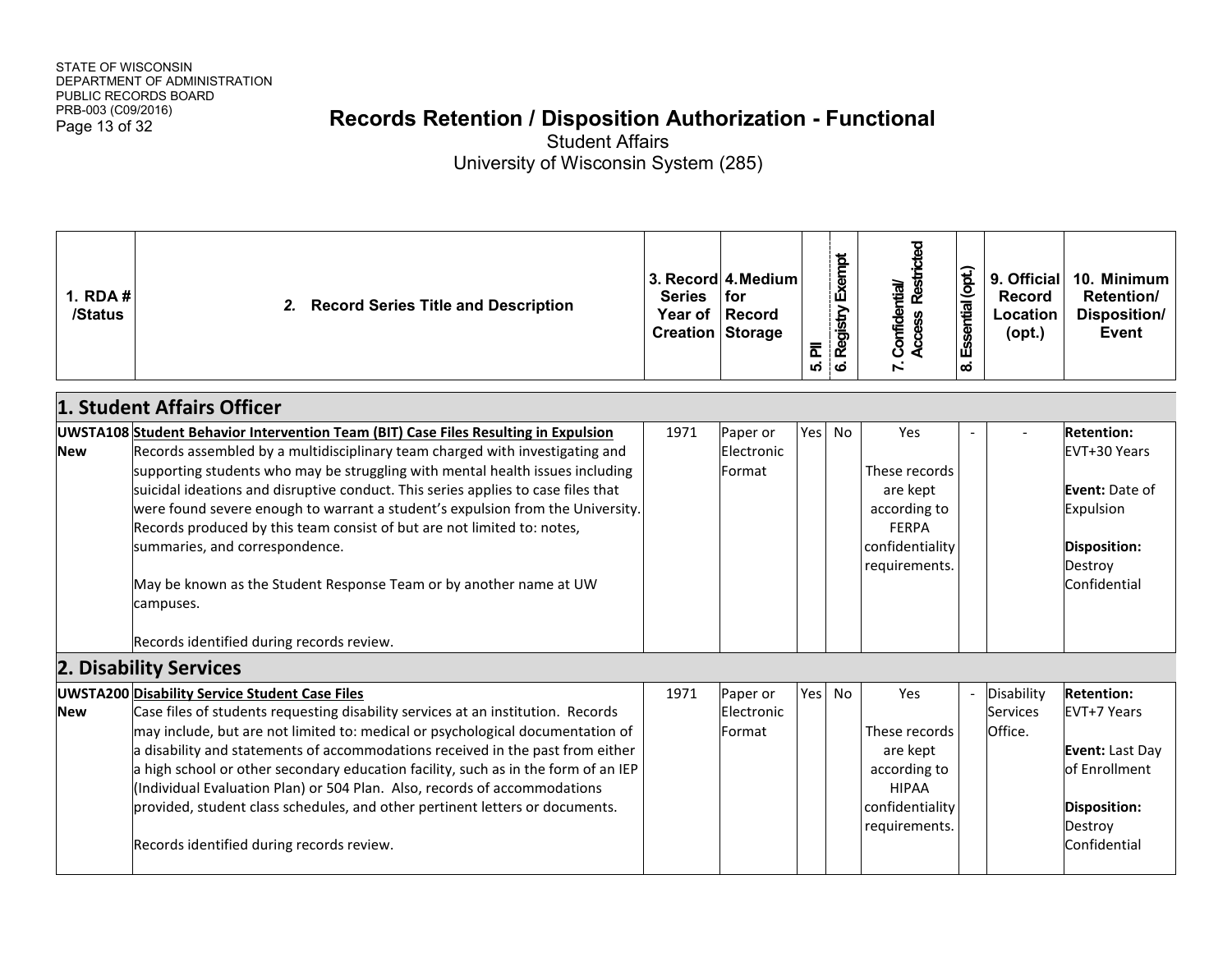STATE OF WISCONSIN
DEPARTMENT OF ADMINISTRATION
PUBLIC RECORDS BOARD
PRB-003 (C09/2016)

# Records Retention / Disposition Authorization - Functional

Student Affairs
University of Wisconsin System (285)

| 1. RDA # /Status | 2. Record Series Title and Description | 3. Record Series Year of Creation | 4. Medium for Record Storage | 5. PII | 6. Registry Exempt | 7. Confidential/ Access Restricted | 8. Essential (opt.) | 9. Official Record Location (opt.) | 10. Minimum Retention/ Disposition/ Event |
|---|---|---|---|---|---|---|---|---|---|
| **1. Student Affairs Officer** | | | | | | | | | |
| UWSTA108 **New** | **Student Behavior Intervention Team (BIT) Case Files Resulting in Expulsion** Records assembled by a multidisciplinary team charged with investigating and supporting students who may be struggling with mental health issues including suicidal ideations and disruptive conduct. This series applies to case files that were found severe enough to warrant a student's expulsion from the University. Records produced by this team consist of but are not limited to: notes, summaries, and correspondence. May be known as the Student Response Team or by another name at UW campuses. Records identified during records review. | 1971 | Paper or Electronic Format | Yes | No | Yes These records are kept according to FERPA confidentiality requirements. | - | - | **Retention:** EVT+30 Years **Event:** Date of Expulsion **Disposition:** Destroy Confidential |
| **2. Disability Services** | | | | | | | | | |
| UWSTA200 **New** | **Disability Service Student Case Files** Case files of students requesting disability services at an institution. Records may include, but are not limited to: medical or psychological documentation of a disability and statements of accommodations received in the past from either a high school or other secondary education facility, such as in the form of an IEP (Individual Evaluation Plan) or 504 Plan. Also, records of accommodations provided, student class schedules, and other pertinent letters or documents. Records identified during records review. | 1971 | Paper or Electronic Format | Yes | No | Yes These records are kept according to HIPAA confidentiality requirements. | - | Disability Services Office. | **Retention:** EVT+7 Years **Event:** Last Day of Enrollment **Disposition:** Destroy Confidential |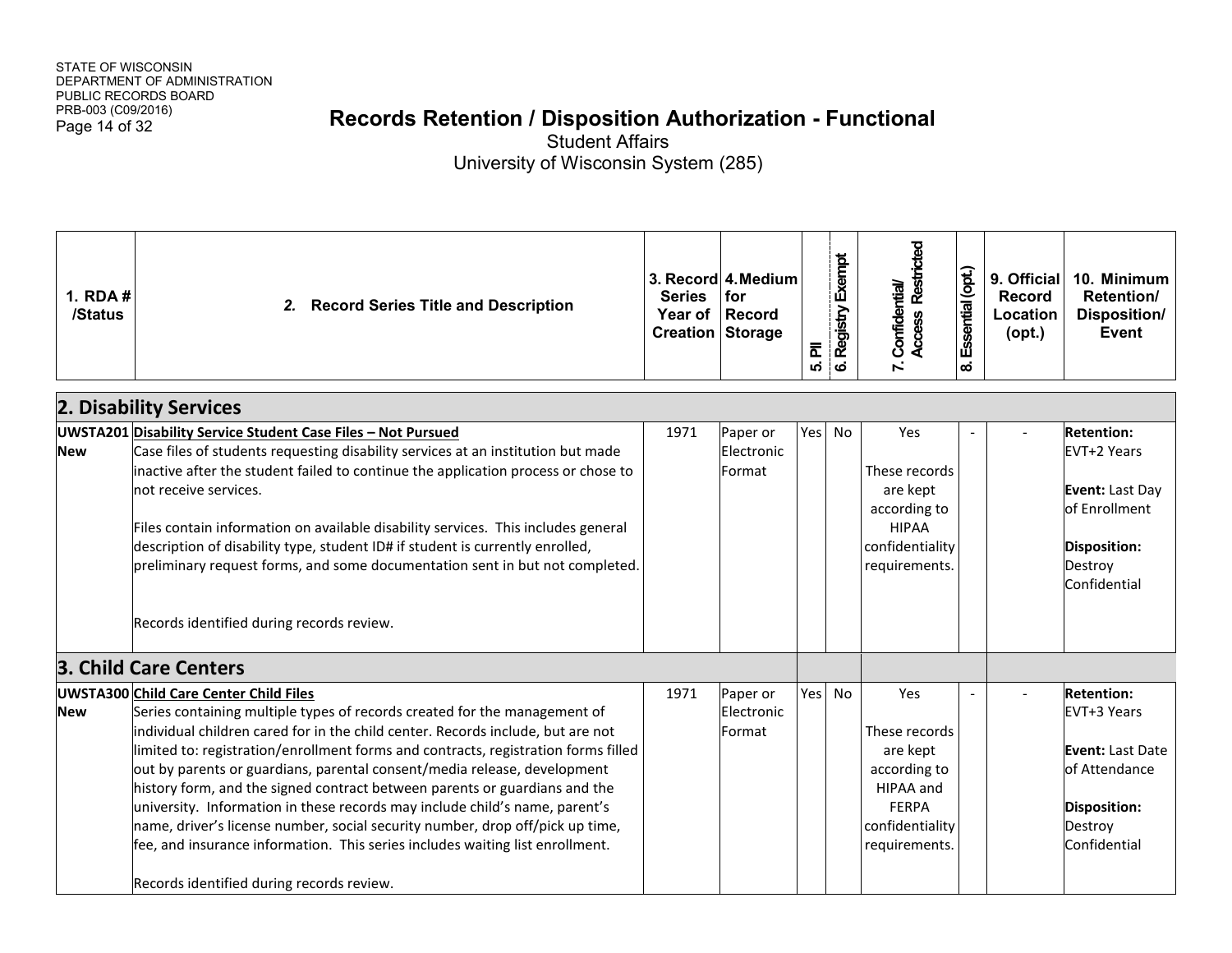STATE OF WISCONSIN
DEPARTMENT OF ADMINISTRATION
PUBLIC RECORDS BOARD
PRB-003 (C09/2016)

# Records Retention / Disposition Authorization - Functional

Student Affairs
University of Wisconsin System (285)

| 1. RDA # /Status | 2. Record Series Title and Description | 3. Record Series Year of Creation | 4. Medium for Record Storage | 5. PII | 6. Registry Exempt | 7. Confidential/ Access Restricted | 8. Essential (opt.) | 9. Official Record Location (opt.) | 10. Minimum Retention/ Disposition/ Event |
|---|---|---|---|---|---|---|---|---|---|
| **2. Disability Services** | | | | | | | | | |
| **UWSTA201 New** | **Disability Service Student Case Files – Not Pursued**<br>Case files of students requesting disability services at an institution but made inactive after the student failed to continue the application process or chose to not receive services.<br><br>Files contain information on available disability services. This includes general description of disability type, student ID# if student is currently enrolled, preliminary request forms, and some documentation sent in but not completed.<br><br>Records identified during records review. | 1971 | Paper or Electronic Format | Yes | No | Yes<br><br>These records are kept according to HIPAA confidentiality requirements. | - | - | **Retention:** EVT+2 Years<br><br>**Event:** Last Day of Enrollment<br><br>**Disposition:** Destroy Confidential |
| **3. Child Care Centers** | | | | | | | | | |
| **UWSTA300 New** | **Child Care Center Child Files**<br>Series containing multiple types of records created for the management of individual children cared for in the child center. Records include, but are not limited to: registration/enrollment forms and contracts, registration forms filled out by parents or guardians, parental consent/media release, development history form, and the signed contract between parents or guardians and the university. Information in these records may include child's name, parent's name, driver's license number, social security number, drop off/pick up time, fee, and insurance information. This series includes waiting list enrollment.<br><br>Records identified during records review. | 1971 | Paper or Electronic Format | Yes | No | Yes<br><br>These records are kept according to HIPAA and FERPA confidentiality requirements. | - | - | **Retention:** EVT+3 Years<br><br>**Event:** Last Date of Attendance<br><br>**Disposition:** Destroy Confidential |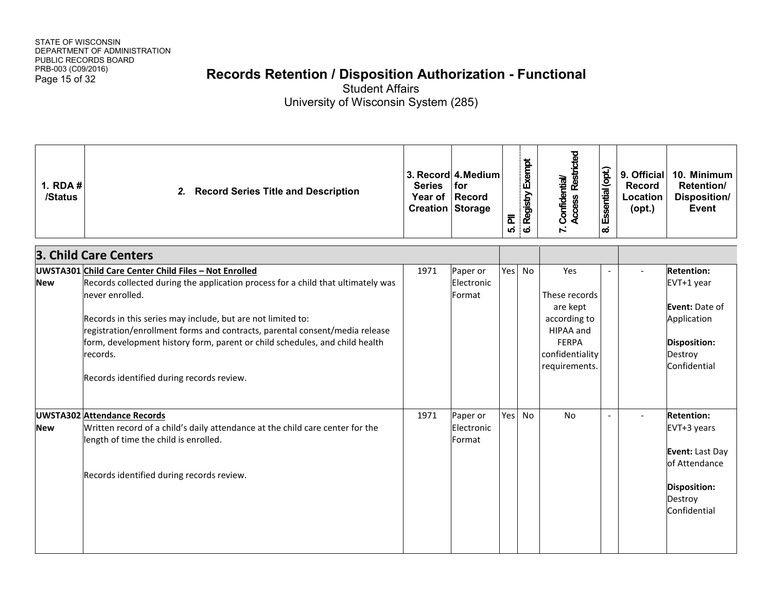STATE OF WISCONSIN
DEPARTMENT OF ADMINISTRATION
PUBLIC RECORDS BOARD
PRB-003 (C09/2016)

# Records Retention / Disposition Authorization - Functional

Student Affairs
University of Wisconsin System (285)

| 1. RDA # /Status | 2. Record Series Title and Description | 3. Record Series Year of Creation | 4. Medium for Record Storage | 5. PII | 6. Registry Exempt | 7. Confidential/ Access Restricted | 8. Essential (opt.) | 9. Official Record Location (opt.) | 10. Minimum Retention/ Disposition/ Event |
|---|---|---|---|---|---|---|---|---|---|
| **3. Child Care Centers** | | | | | | | | | |
| **UWSTA301** **New** | **Child Care Center Child Files – Not Enrolled** Records collected during the application process for a child that ultimately was never enrolled. Records in this series may include, but are not limited to: registration/enrollment forms and contracts, parental consent/media release form, development history form, parent or child schedules, and child health records. Records identified during records review. | 1971 | Paper or Electronic Format | Yes | No | Yes These records are kept according to HIPAA and FERPA confidentiality requirements. | - | - | **Retention:** EVT+1 year **Event:** Date of Application **Disposition:** Destroy Confidential |
| **UWSTA302** **New** | **Attendance Records** Written record of a child's daily attendance at the child care center for the length of time the child is enrolled. Records identified during records review. | 1971 | Paper or Electronic Format | Yes | No | No | - | - | **Retention:** EVT+3 years **Event:** Last Day of Attendance **Disposition:** Destroy Confidential |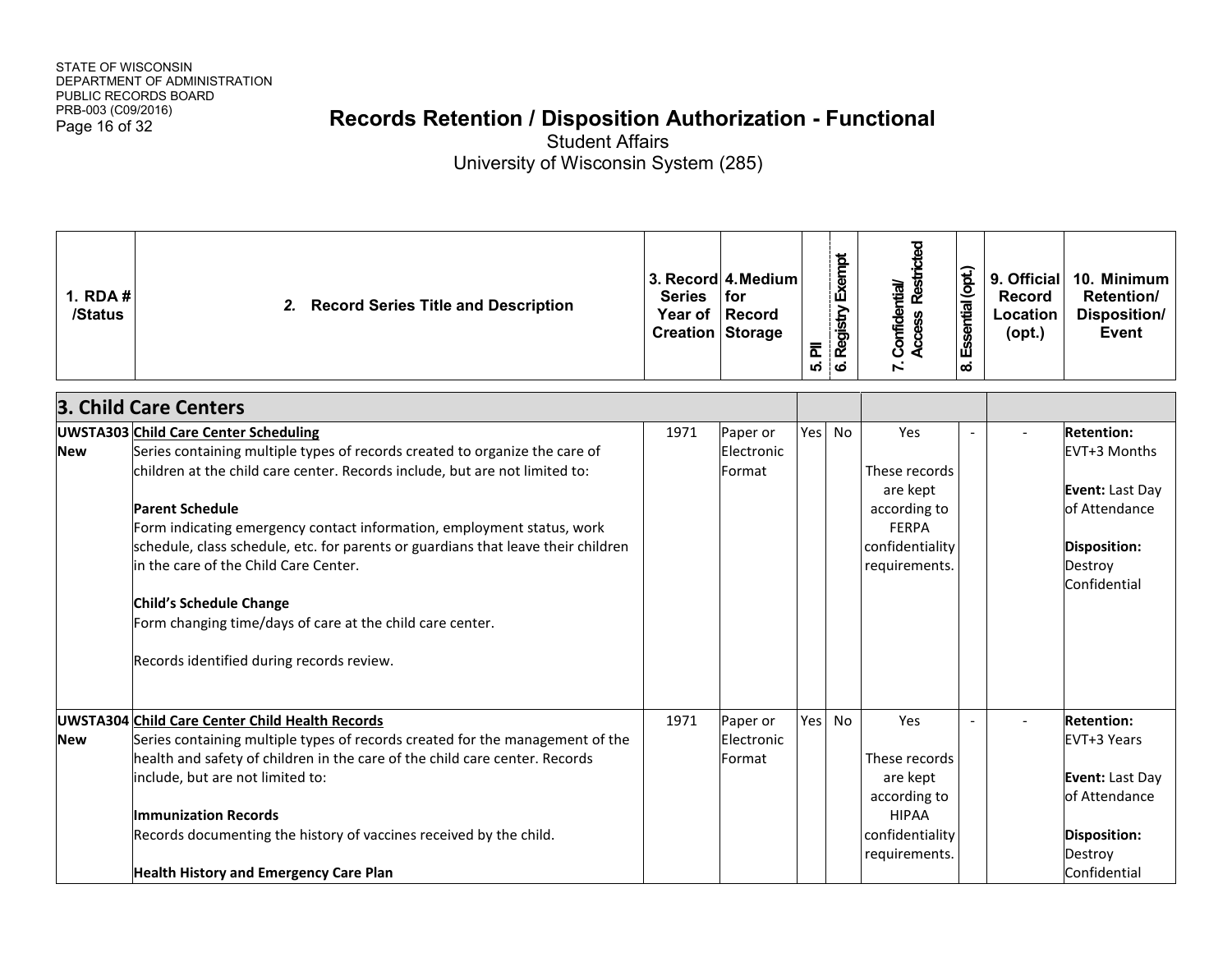# Records Retention / Disposition Authorization - Functional

Student Affairs

University of Wisconsin System (285)

| 1. RDA # /Status | 2. Record Series Title and Description | 3. Record Series Year of Creation | 4. Medium for Record Storage | 5. PII | 6. Registry Exempt | 7. Confidential/ Access Restricted | 8. Essential (opt.) | 9. Official Record Location (opt.) | 10. Minimum Retention/ Disposition/ Event |
|---|---|---|---|---|---|---|---|---|---|
| **3. Child Care Centers** | | | | | | | | | |
| **UWSTA303 New** | **Child Care Center Scheduling**<br>Series containing multiple types of records created to organize the care of children at the child care center. Records include, but are not limited to:<br><br>**Parent Schedule**<br>Form indicating emergency contact information, employment status, work schedule, class schedule, etc. for parents or guardians that leave their children in the care of the Child Care Center.<br><br>**Child's Schedule Change**<br>Form changing time/days of care at the child care center.<br><br>Records identified during records review. | 1971 | Paper or Electronic Format | Yes | No | Yes<br><br>These records are kept according to FERPA confidentiality requirements. | - | - | **Retention:** EVT+3 Months<br><br>**Event:** Last Day of Attendance<br><br>**Disposition:** Destroy Confidential |
| **UWSTA304 New** | **Child Care Center Child Health Records**<br>Series containing multiple types of records created for the management of the health and safety of children in the care of the child care center. Records include, but are not limited to:<br><br>**Immunization Records**<br>Records documenting the history of vaccines received by the child.<br><br>**Health History and Emergency Care Plan** | 1971 | Paper or Electronic Format | Yes | No | Yes<br><br>These records are kept according to HIPAA confidentiality requirements. | - | - | **Retention:** EVT+3 Years<br><br>**Event:** Last Day of Attendance<br><br>**Disposition:** Destroy Confidential |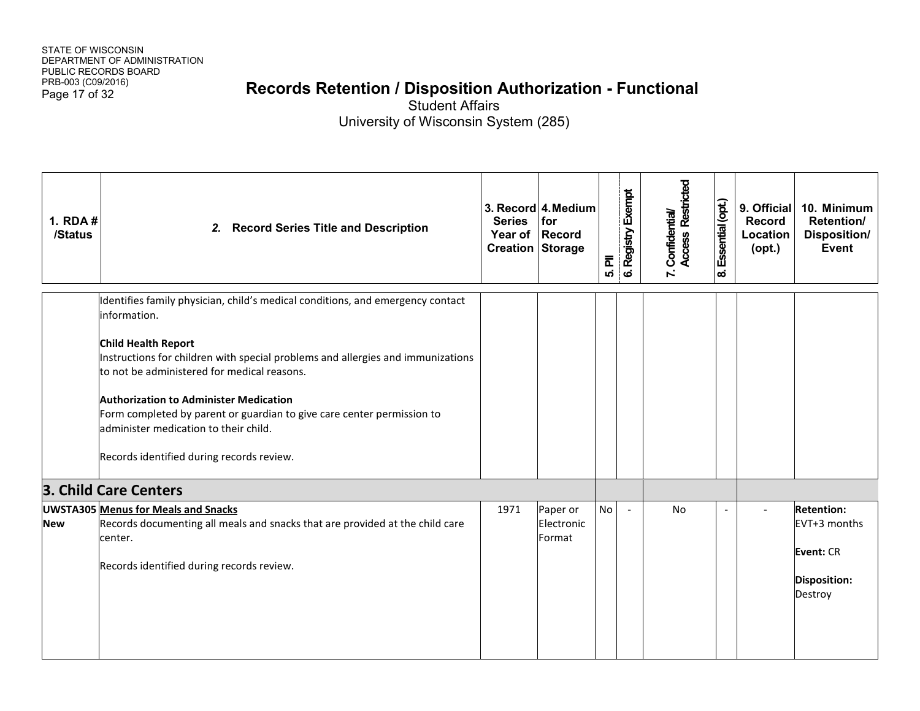# Records Retention / Disposition Authorization - Functional

Student Affairs
University of Wisconsin System (285)

| 1. RDA # /Status | 2. Record Series Title and Description | 3. Record Series Year of Creation | 4. Medium for Record Storage | 5. PII | 6. Registry Exempt | 7. Confidential/ Access Restricted | 8. Essential (opt.) | 9. Official Record Location (opt.) | 10. Minimum Retention/ Disposition/ Event |
|---|---|---|---|---|---|---|---|---|---|
| | Identifies family physician, child's medical conditions, and emergency contact information.<br><br>**Child Health Report**<br>Instructions for children with special problems and allergies and immunizations to not be administered for medical reasons.<br><br>**Authorization to Administer Medication**<br>Form completed by parent or guardian to give care center permission to administer medication to their child.<br><br>Records identified during records review. | | | | | | | | |
| **3. Child Care Centers** | | | | | | | | | |
| UWSTA305 New | **Menus for Meals and Snacks**<br>Records documenting all meals and snacks that are provided at the child care center.<br><br>Records identified during records review. | 1971 | Paper or Electronic Format | No | - | No | - | - | **Retention:** EVT+3 months<br><br>**Event:** CR<br><br>**Disposition:** Destroy |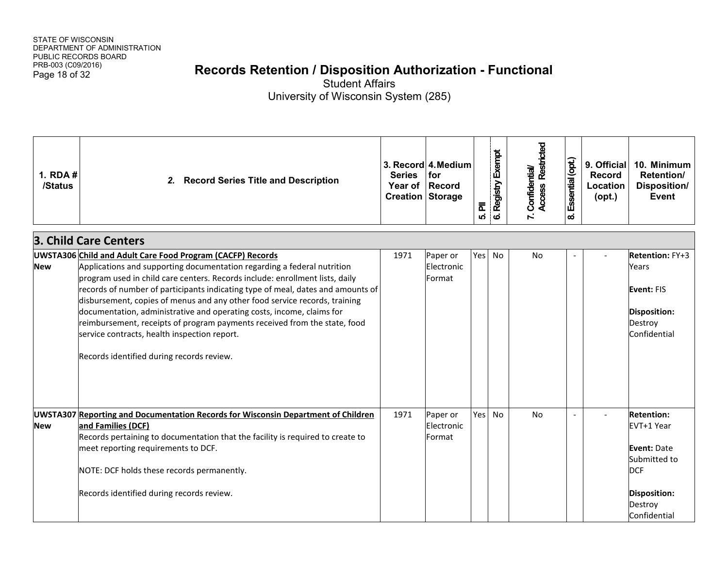STATE OF WISCONSIN
DEPARTMENT OF ADMINISTRATION
PUBLIC RECORDS BOARD
PRB-003 (C09/2016)

# Records Retention / Disposition Authorization - Functional

Student Affairs
University of Wisconsin System (285)

| 1. RDA # /Status | 2. Record Series Title and Description | 3. Record Series Year of Creation | 4. Medium for Record Storage | 5. PII | 6. Registry Exempt | 7. Confidential/ Access Restricted | 8. Essential (opt.) | 9. Official Record Location (opt.) | 10. Minimum Retention/ Disposition/ Event |
|---|---|---|---|---|---|---|---|---|---|
| **3. Child Care Centers** | | | | | | | | | |
| UWSTA306 **New** | **Child and Adult Care Food Program (CACFP) Records** Applications and supporting documentation regarding a federal nutrition program used in child care centers. Records include: enrollment lists, daily records of number of participants indicating type of meal, dates and amounts of disbursement, copies of menus and any other food service records, training documentation, administrative and operating costs, income, claims for reimbursement, receipts of program payments received from the state, food service contracts, health inspection report.<br><br>Records identified during records review. | 1971 | Paper or Electronic Format | Yes | No | No | - | - | **Retention:** FY+3 Years<br><br>**Event:** FIS<br><br>**Disposition:** Destroy Confidential |
| UWSTA307 **New** | **Reporting and Documentation Records for Wisconsin Department of Children and Families (DCF)** Records pertaining to documentation that the facility is required to create to meet reporting requirements to DCF.<br><br>NOTE: DCF holds these records permanently.<br><br>Records identified during records review. | 1971 | Paper or Electronic Format | Yes | No | No | - | - | **Retention:** EVT+1 Year<br><br>**Event:** Date Submitted to DCF<br><br>**Disposition:** Destroy Confidential |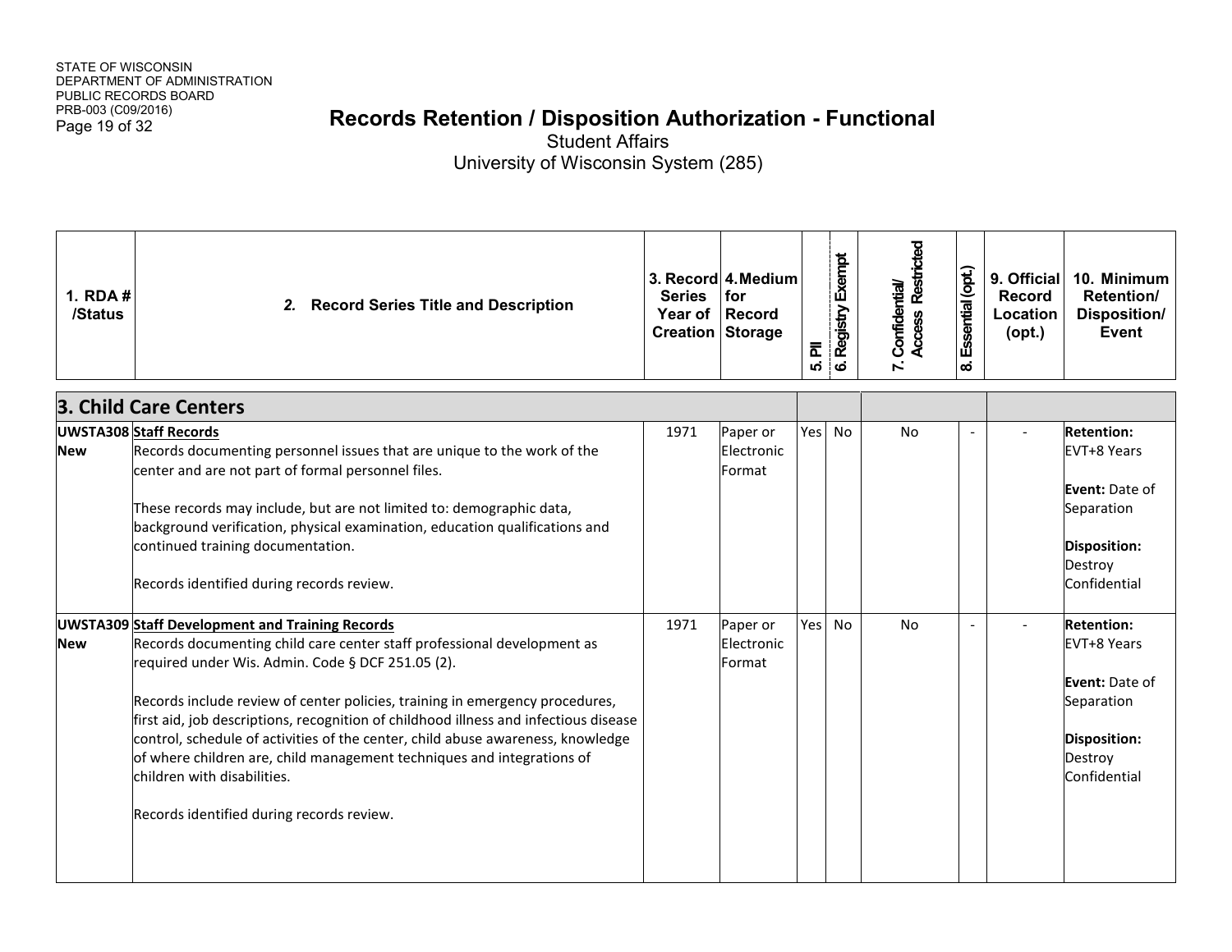# Records Retention / Disposition Authorization - Functional

Student Affairs
University of Wisconsin System (285)

| 1. RDA # /Status | 2. Record Series Title and Description | 3. Record Series Year of Creation | 4. Medium for Record Storage | 5. PII | 6. Registry Exempt | 7. Confidential/ Access Restricted | 8. Essential (opt.) | 9. Official Record Location (opt.) | 10. Minimum Retention/ Disposition/ Event |
|---|---|---|---|---|---|---|---|---|---|
| **3. Child Care Centers** | | | | | | | | | |
| **UWSTA308** **New** | **Staff Records** Records documenting personnel issues that are unique to the work of the center and are not part of formal personnel files. These records may include, but are not limited to: demographic data, background verification, physical examination, education qualifications and continued training documentation. Records identified during records review. | 1971 | Paper or Electronic Format | Yes | No | No | - | - | **Retention:** EVT+8 Years **Event:** Date of Separation **Disposition:** Destroy Confidential |
| **UWSTA309** **New** | **Staff Development and Training Records** Records documenting child care center staff professional development as required under Wis. Admin. Code § DCF 251.05 (2). Records include review of center policies, training in emergency procedures, first aid, job descriptions, recognition of childhood illness and infectious disease control, schedule of activities of the center, child abuse awareness, knowledge of where children are, child management techniques and integrations of children with disabilities. Records identified during records review. | 1971 | Paper or Electronic Format | Yes | No | No | - | - | **Retention:** EVT+8 Years **Event:** Date of Separation **Disposition:** Destroy Confidential |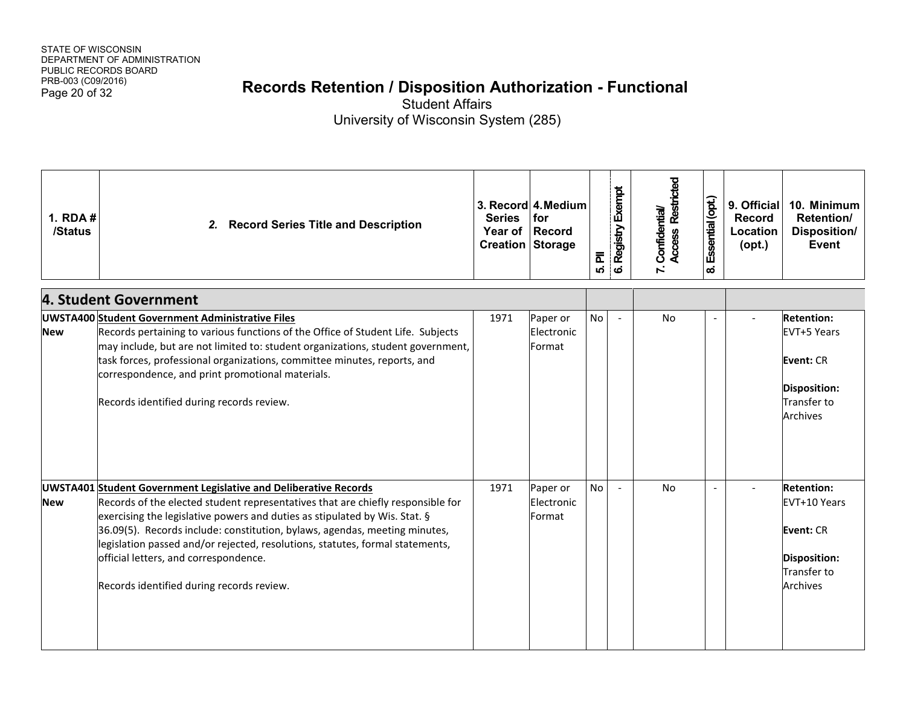# Records Retention / Disposition Authorization - Functional

Student Affairs
University of Wisconsin System (285)

| 1. RDA # /Status | 2. Record Series Title and Description | 3. Record Series Year of Creation | 4. Medium for Record Storage | 5. PII | 6. Registry Exempt | 7. Confidential/ Access Restricted | 8. Essential (opt.) | 9. Official Record Location (opt.) | 10. Minimum Retention/ Disposition/ Event |
|---|---|---|---|---|---|---|---|---|---|
| **4. Student Government** | | | | | | | | | |
| **UWSTA400 New** | **Student Government Administrative Files**<br>Records pertaining to various functions of the Office of Student Life. Subjects may include, but are not limited to: student organizations, student government, task forces, professional organizations, committee minutes, reports, and correspondence, and print promotional materials.<br><br>Records identified during records review. | 1971 | Paper or Electronic Format | No | - | No | - | - | **Retention:** EVT+5 Years<br><br>**Event:** CR<br><br>**Disposition:** Transfer to Archives |
| **UWSTA401 New** | **Student Government Legislative and Deliberative Records**<br>Records of the elected student representatives that are chiefly responsible for exercising the legislative powers and duties as stipulated by Wis. Stat. § 36.09(5). Records include: constitution, bylaws, agendas, meeting minutes, legislation passed and/or rejected, resolutions, statutes, formal statements, official letters, and correspondence.<br><br>Records identified during records review. | 1971 | Paper or Electronic Format | No | - | No | - | - | **Retention:** EVT+10 Years<br><br>**Event:** CR<br><br>**Disposition:** Transfer to Archives |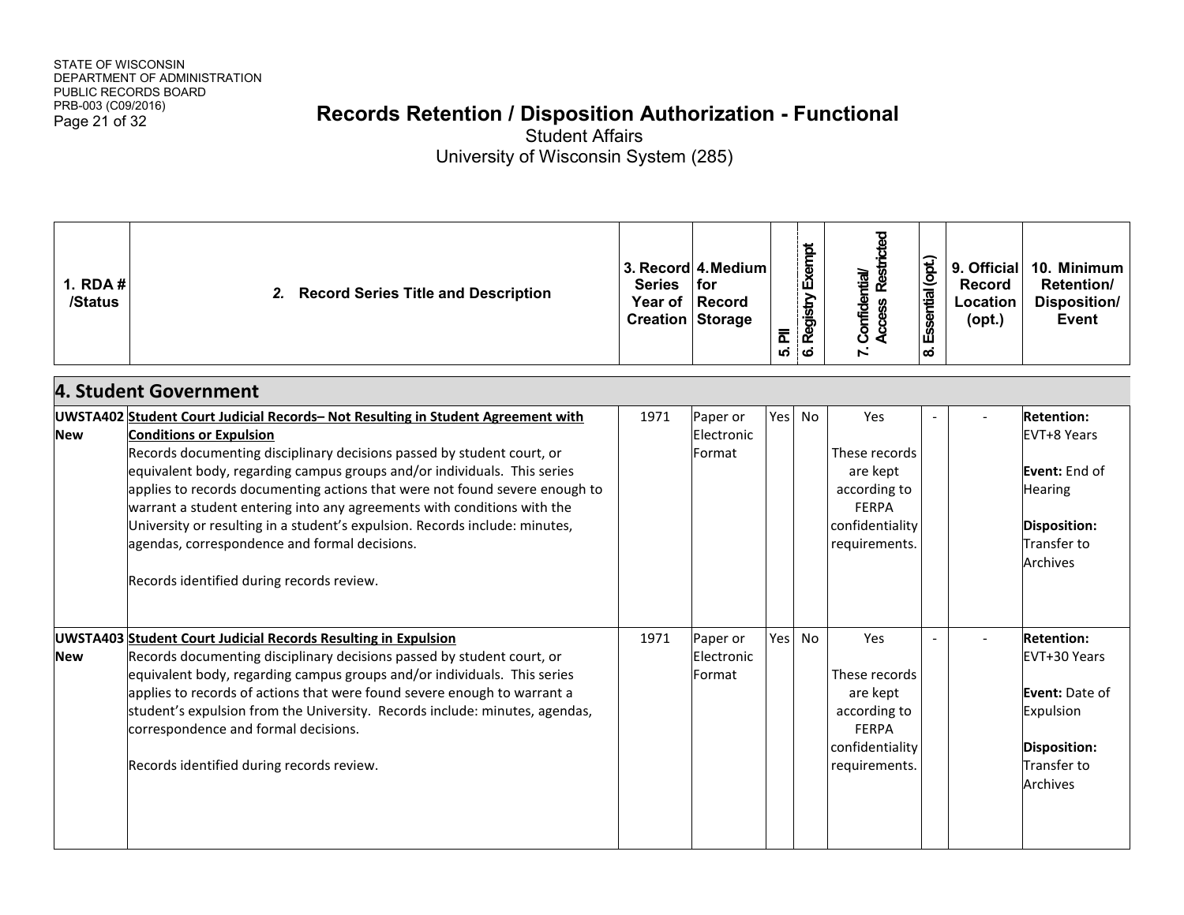# Records Retention / Disposition Authorization - Functional

Student Affairs

University of Wisconsin System (285)

| 1. RDA # /Status | 2. Record Series Title and Description | 3. Record Series Year of Creation | 4. Medium for Record Storage | 5. PII | 6. Registry Exempt | 7. Confidential/ Access Restricted | 8. Essential (opt.) | 9. Official Record Location (opt.) | 10. Minimum Retention/ Disposition/ Event |
|---|---|---|---|---|---|---|---|---|---|
| **4. Student Government** | | | | | | | | | |
| UWSTA402 **New** | **Student Court Judicial Records– Not Resulting in Student Agreement with Conditions or Expulsion** Records documenting disciplinary decisions passed by student court, or equivalent body, regarding campus groups and/or individuals. This series applies to records documenting actions that were not found severe enough to warrant a student entering into any agreements with conditions with the University or resulting in a student's expulsion. Records include: minutes, agendas, correspondence and formal decisions. Records identified during records review. | 1971 | Paper or Electronic Format | Yes | No | Yes These records are kept according to FERPA confidentiality requirements. | - | - | **Retention:** EVT+8 Years **Event:** End of Hearing **Disposition:** Transfer to Archives |
| UWSTA403 **New** | **Student Court Judicial Records Resulting in Expulsion** Records documenting disciplinary decisions passed by student court, or equivalent body, regarding campus groups and/or individuals. This series applies to records of actions that were found severe enough to warrant a student's expulsion from the University. Records include: minutes, agendas, correspondence and formal decisions. Records identified during records review. | 1971 | Paper or Electronic Format | Yes | No | Yes These records are kept according to FERPA confidentiality requirements. | - | - | **Retention:** EVT+30 Years **Event:** Date of Expulsion **Disposition:** Transfer to Archives |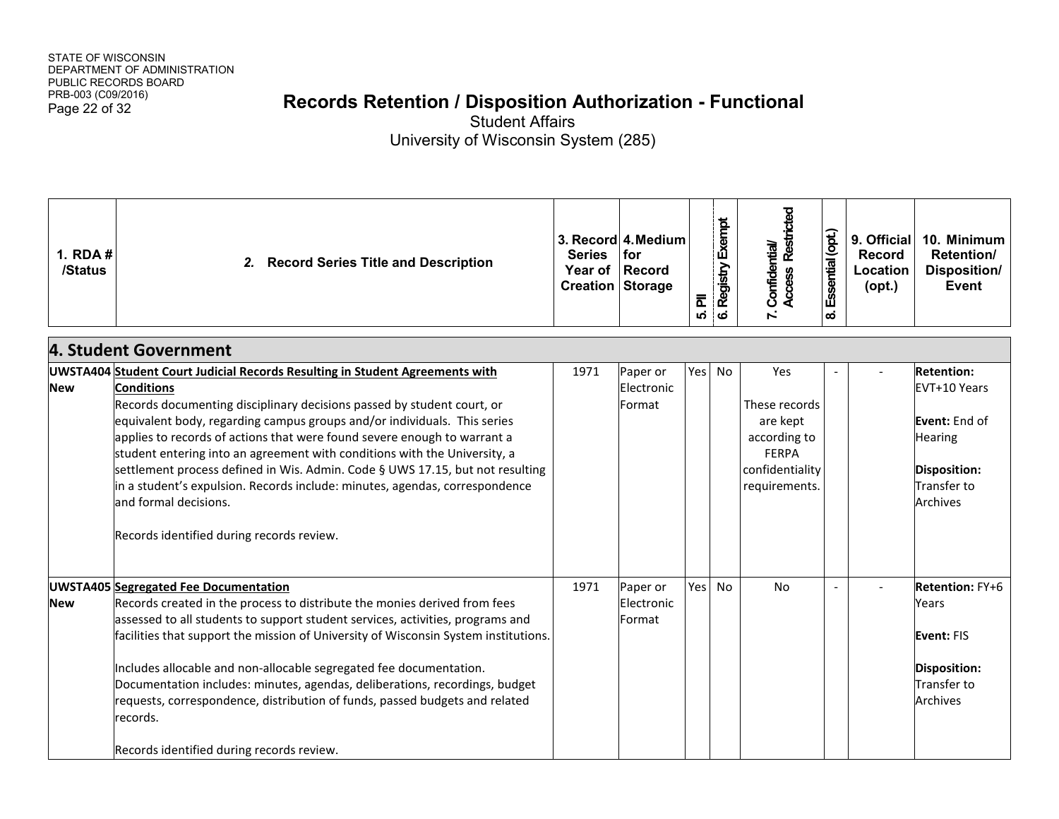# Records Retention / Disposition Authorization - Functional

Student Affairs

University of Wisconsin System (285)

| 1. RDA # /Status | 2. Record Series Title and Description | 3. Record Series Year of Creation | 4. Medium for Record Storage | 5. PII | 6. Registry Exempt | 7. Confidential/ Access Restricted | 8. Essential (opt.) | 9. Official Record Location (opt.) | 10. Minimum Retention/ Disposition/ Event |
|---|---|---|---|---|---|---|---|---|---|
| **4. Student Government** | | | | | | | | | |
| **UWSTA404 New** | **Student Court Judicial Records Resulting in Student Agreements with Conditions**<br>Records documenting disciplinary decisions passed by student court, or equivalent body, regarding campus groups and/or individuals. This series applies to records of actions that were found severe enough to warrant a student entering into an agreement with conditions with the University, a settlement process defined in Wis. Admin. Code § UWS 17.15, but not resulting in a student's expulsion. Records include: minutes, agendas, correspondence and formal decisions.<br><br>Records identified during records review. | 1971 | Paper or Electronic Format | Yes | No | Yes<br><br>These records are kept according to FERPA confidentiality requirements. | - | - | **Retention:** EVT+10 Years<br><br>**Event:** End of Hearing<br><br>**Disposition:** Transfer to Archives |
| **UWSTA405 New** | **Segregated Fee Documentation**<br>Records created in the process to distribute the monies derived from fees assessed to all students to support student services, activities, programs and facilities that support the mission of University of Wisconsin System institutions.<br><br>Includes allocable and non-allocable segregated fee documentation. Documentation includes: minutes, agendas, deliberations, recordings, budget requests, correspondence, distribution of funds, passed budgets and related records.<br><br>Records identified during records review. | 1971 | Paper or Electronic Format | Yes | No | No | - | - | **Retention:** FY+6 Years<br><br>**Event:** FIS<br><br>**Disposition:** Transfer to Archives |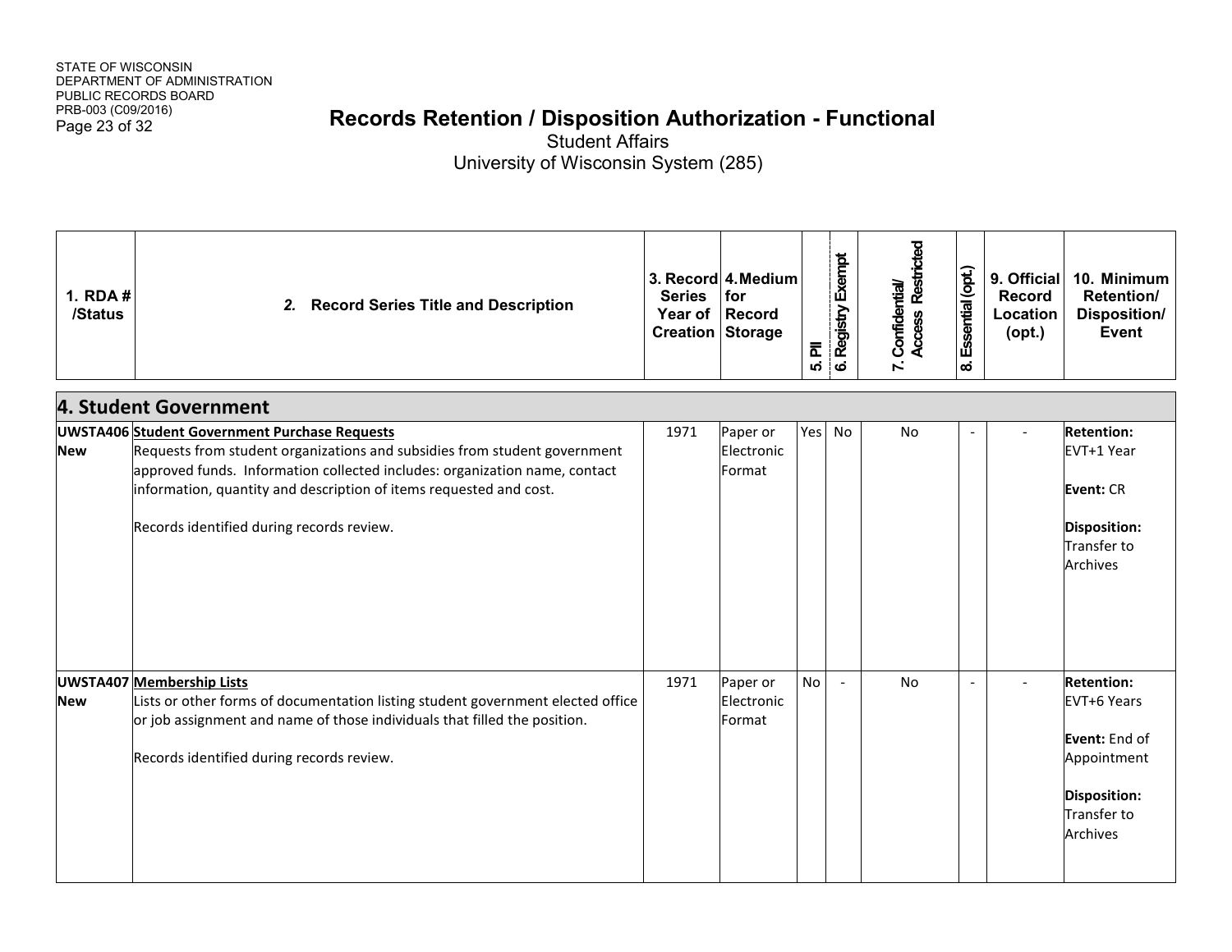STATE OF WISCONSIN
DEPARTMENT OF ADMINISTRATION
PUBLIC RECORDS BOARD
PRB-003 (C09/2016)

# Records Retention / Disposition Authorization - Functional

Student Affairs
University of Wisconsin System (285)

| 1. RDA # /Status | 2. Record Series Title and Description | 3. Record Series Year of Creation | 4. Medium for Record Storage | 5. PII | 6. Registry Exempt | 7. Confidential/ Access Restricted | 8. Essential (opt.) | 9. Official Record Location (opt.) | 10. Minimum Retention/ Disposition/ Event |
|---|---|---|---|---|---|---|---|---|---|
| **4. Student Government** | | | | | | | | | |
| **UWSTA406 New** | **Student Government Purchase Requests**<br>Requests from student organizations and subsidies from student government approved funds. Information collected includes: organization name, contact information, quantity and description of items requested and cost.<br><br>Records identified during records review. | 1971 | Paper or Electronic Format | Yes | No | No | - | - | **Retention:** EVT+1 Year<br><br>**Event:** CR<br><br>**Disposition:** Transfer to Archives |
| **UWSTA407 New** | **Membership Lists**<br>Lists or other forms of documentation listing student government elected office or job assignment and name of those individuals that filled the position.<br><br>Records identified during records review. | 1971 | Paper or Electronic Format | No | - | No | - | - | **Retention:** EVT+6 Years<br><br>**Event:** End of Appointment<br><br>**Disposition:** Transfer to Archives |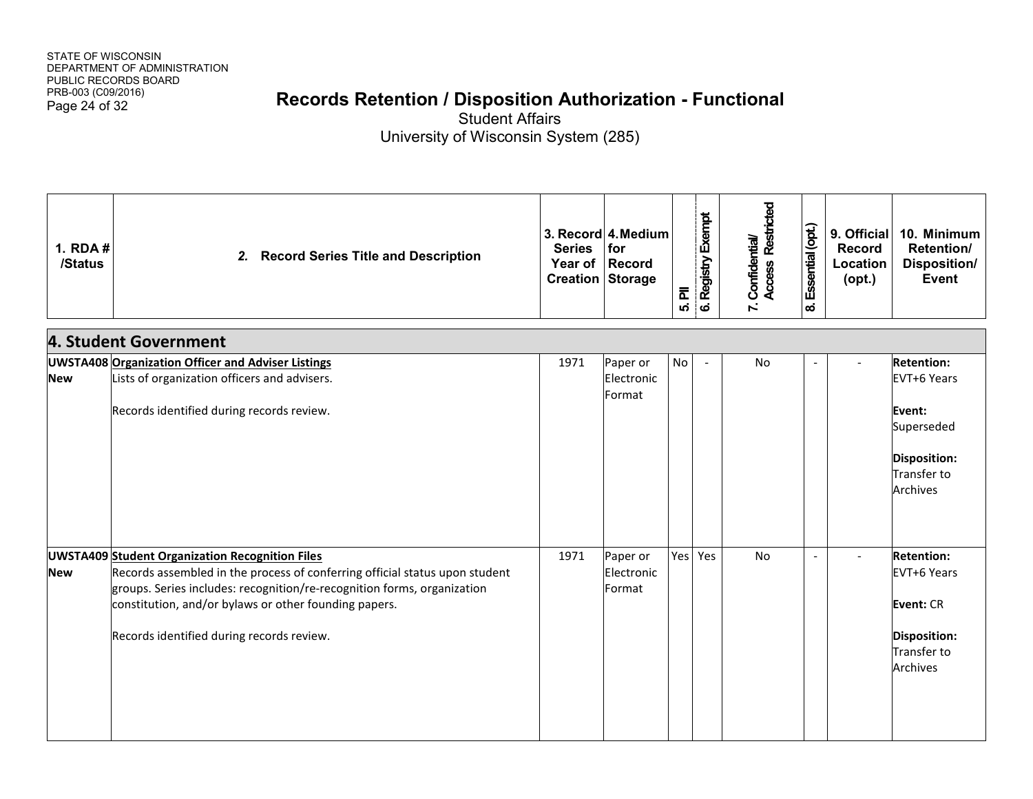# Records Retention / Disposition Authorization - Functional

Student Affairs

University of Wisconsin System (285)

| 1. RDA # /Status | 2. Record Series Title and Description | 3. Record Series Year of Creation | 4. Medium for Record Storage | 5. PII | 6. Registry Exempt | 7. Confidential/ Access Restricted | 8. Essential (opt.) | 9. Official Record Location (opt.) | 10. Minimum Retention/ Disposition/ Event |
|---|---|---|---|---|---|---|---|---|---|
| **4. Student Government** | | | | | | | | | |
| **UWSTA408** **New** | **Organization Officer and Adviser Listings** Lists of organization officers and advisers. Records identified during records review. | 1971 | Paper or Electronic Format | No | - | No | - | - | **Retention:** EVT+6 Years **Event:** Superseded **Disposition:** Transfer to Archives |
| **UWSTA409** **New** | **Student Organization Recognition Files** Records assembled in the process of conferring official status upon student groups. Series includes: recognition/re-recognition forms, organization constitution, and/or bylaws or other founding papers. Records identified during records review. | 1971 | Paper or Electronic Format | Yes | Yes | No | - | - | **Retention:** EVT+6 Years **Event:** CR **Disposition:** Transfer to Archives |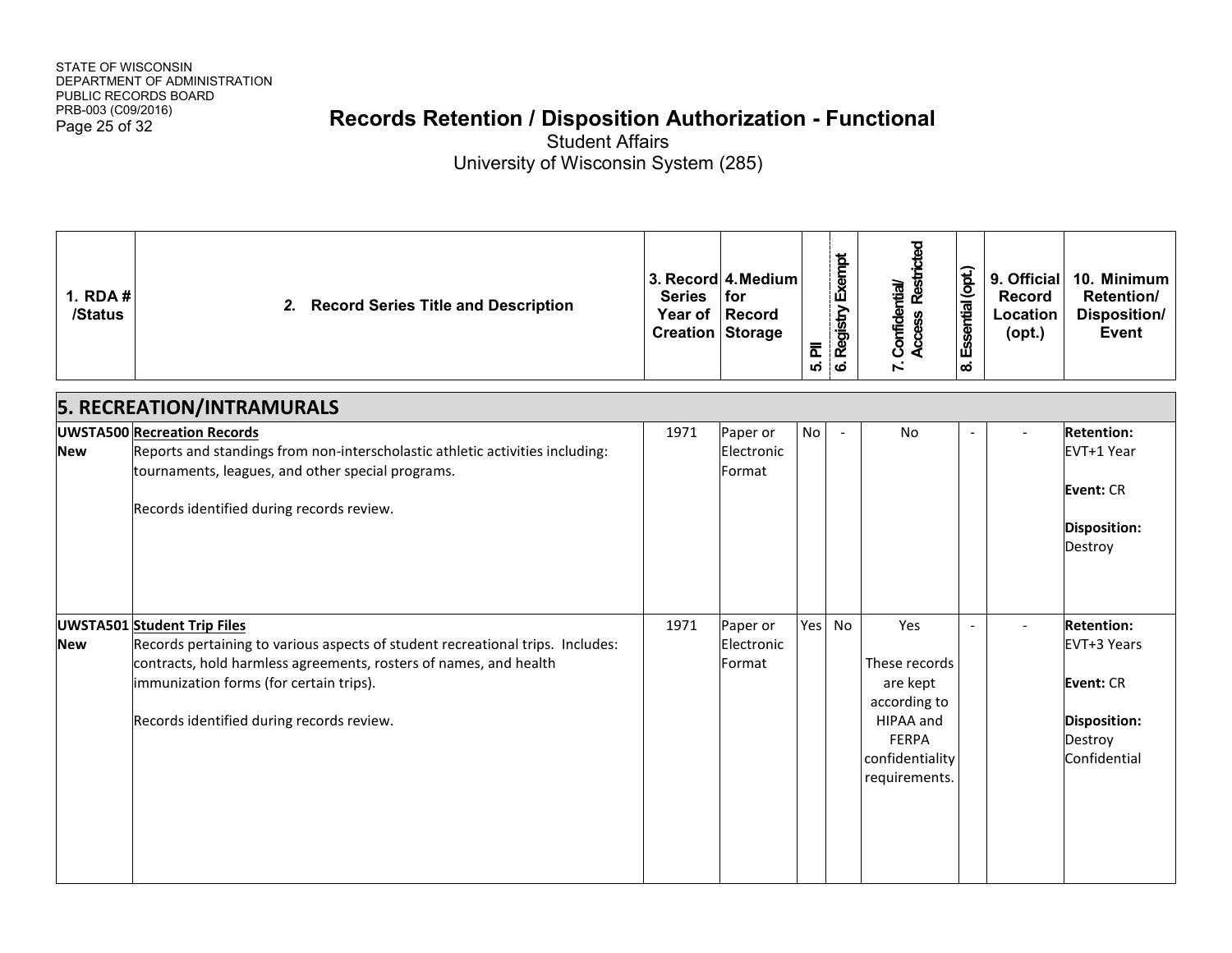STATE OF WISCONSIN
DEPARTMENT OF ADMINISTRATION
PUBLIC RECORDS BOARD
PRB-003 (C09/2016)

# Records Retention / Disposition Authorization - Functional

Student Affairs
University of Wisconsin System (285)

| 1. RDA # /Status | 2. Record Series Title and Description | 3. Record Series Year of Creation | 4. Medium for Record Storage | 5. PII | 6. Registry Exempt | 7. Confidential/ Access Restricted | 8. Essential (opt.) | 9. Official Record Location (opt.) | 10. Minimum Retention/ Disposition/ Event |
|---|---|---|---|---|---|---|---|---|---|
| **5. RECREATION/INTRAMURALS** | | | | | | | | | |
| **UWSTA500** **New** | **Recreation Records** Reports and standings from non-interscholastic athletic activities including: tournaments, leagues, and other special programs. Records identified during records review. | 1971 | Paper or Electronic Format | No | - | No | - | - | **Retention:** EVT+1 Year **Event:** CR **Disposition:** Destroy |
| **UWSTA501** **New** | **Student Trip Files** Records pertaining to various aspects of student recreational trips. Includes: contracts, hold harmless agreements, rosters of names, and health immunization forms (for certain trips). Records identified during records review. | 1971 | Paper or Electronic Format | Yes | No | Yes These records are kept according to HIPAA and FERPA confidentiality requirements. | - | - | **Retention:** EVT+3 Years **Event:** CR **Disposition:** Destroy Confidential |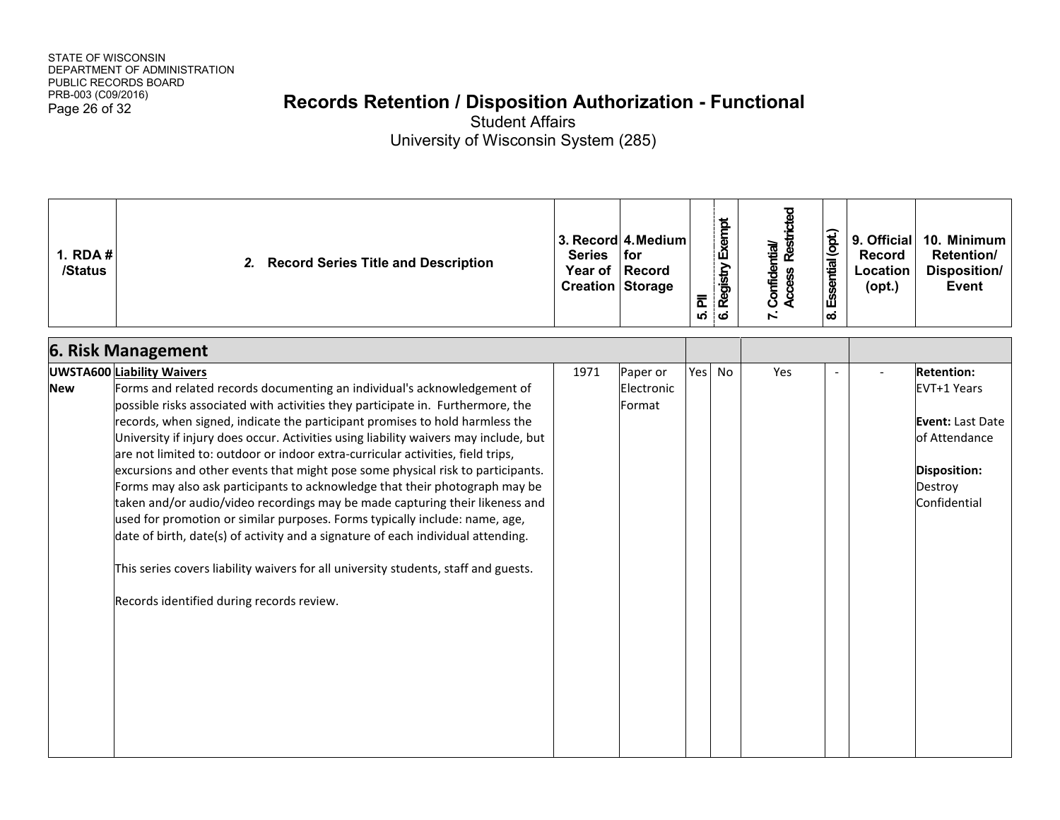# Records Retention / Disposition Authorization - Functional

Student Affairs

University of Wisconsin System (285)

| 1. RDA # /Status | 2. Record Series Title and Description | 3. Record Series Year of Creation | 4. Medium for Record Storage | 5. PII | 6. Registry Exempt | 7. Confidential/ Access Restricted | 8. Essential (opt.) | 9. Official Record Location (opt.) | 10. Minimum Retention/ Disposition/ Event |
|---|---|---|---|---|---|---|---|---|---|
| **6. Risk Management** | | | | | | | | | |
| **UWSTA600** **New** | **Liability Waivers** Forms and related records documenting an individual's acknowledgement of possible risks associated with activities they participate in. Furthermore, the records, when signed, indicate the participant promises to hold harmless the University if injury does occur. Activities using liability waivers may include, but are not limited to: outdoor or indoor extra-curricular activities, field trips, excursions and other events that might pose some physical risk to participants. Forms may also ask participants to acknowledge that their photograph may be taken and/or audio/video recordings may be made capturing their likeness and used for promotion or similar purposes. Forms typically include: name, age, date of birth, date(s) of activity and a signature of each individual attending.<br><br>This series covers liability waivers for all university students, staff and guests.<br><br>Records identified during records review. | 1971 | Paper or Electronic Format | Yes | No | Yes | - | - | **Retention:** EVT+1 Years<br><br>**Event:** Last Date of Attendance<br><br>**Disposition:** Destroy Confidential |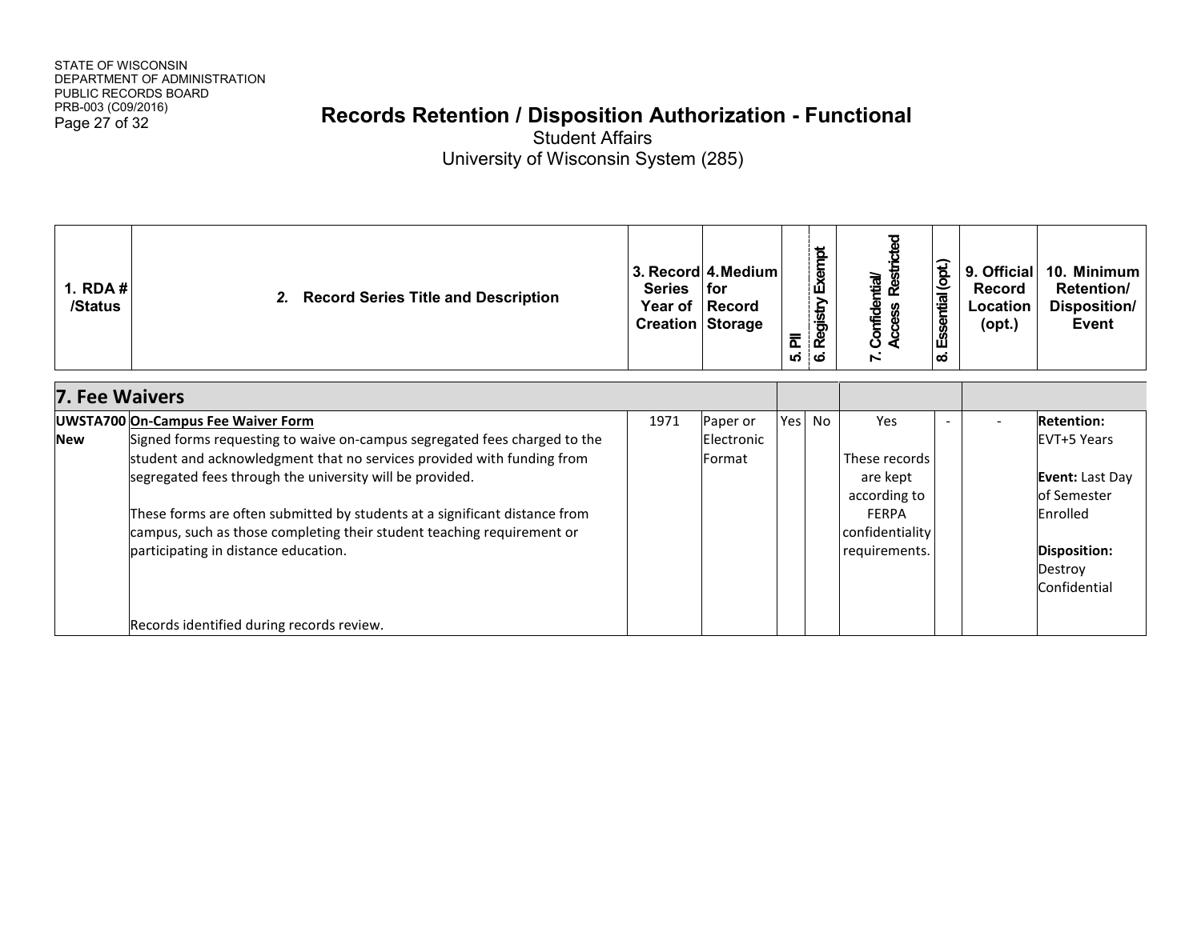STATE OF WISCONSIN
DEPARTMENT OF ADMINISTRATION
PUBLIC RECORDS BOARD
PRB-003 (C09/2016)

# Records Retention / Disposition Authorization - Functional

Student Affairs
University of Wisconsin System (285)

| 1. RDA # /Status | 2. Record Series Title and Description | 3. Record Series Year of Creation | 4. Medium for Record Storage | 5. PII | 6. Registry Exempt | 7. Confidential/ Access Restricted | 8. Essential (opt.) | 9. Official Record Location (opt.) | 10. Minimum Retention/ Disposition/ Event |
|---|---|---|---|---|---|---|---|---|---|
| **7. Fee Waivers** | | | | | | | | | |
| **UWSTA700 New** | **On-Campus Fee Waiver Form**<br>Signed forms requesting to waive on-campus segregated fees charged to the student and acknowledgment that no services provided with funding from segregated fees through the university will be provided.<br><br>These forms are often submitted by students at a significant distance from campus, such as those completing their student teaching requirement or participating in distance education.<br><br>Records identified during records review. | 1971 | Paper or Electronic Format | Yes | No | Yes<br><br>These records are kept according to FERPA confidentiality requirements. | - | - | **Retention:** EVT+5 Years<br><br>**Event:** Last Day of Semester Enrolled<br><br>**Disposition:** Destroy Confidential |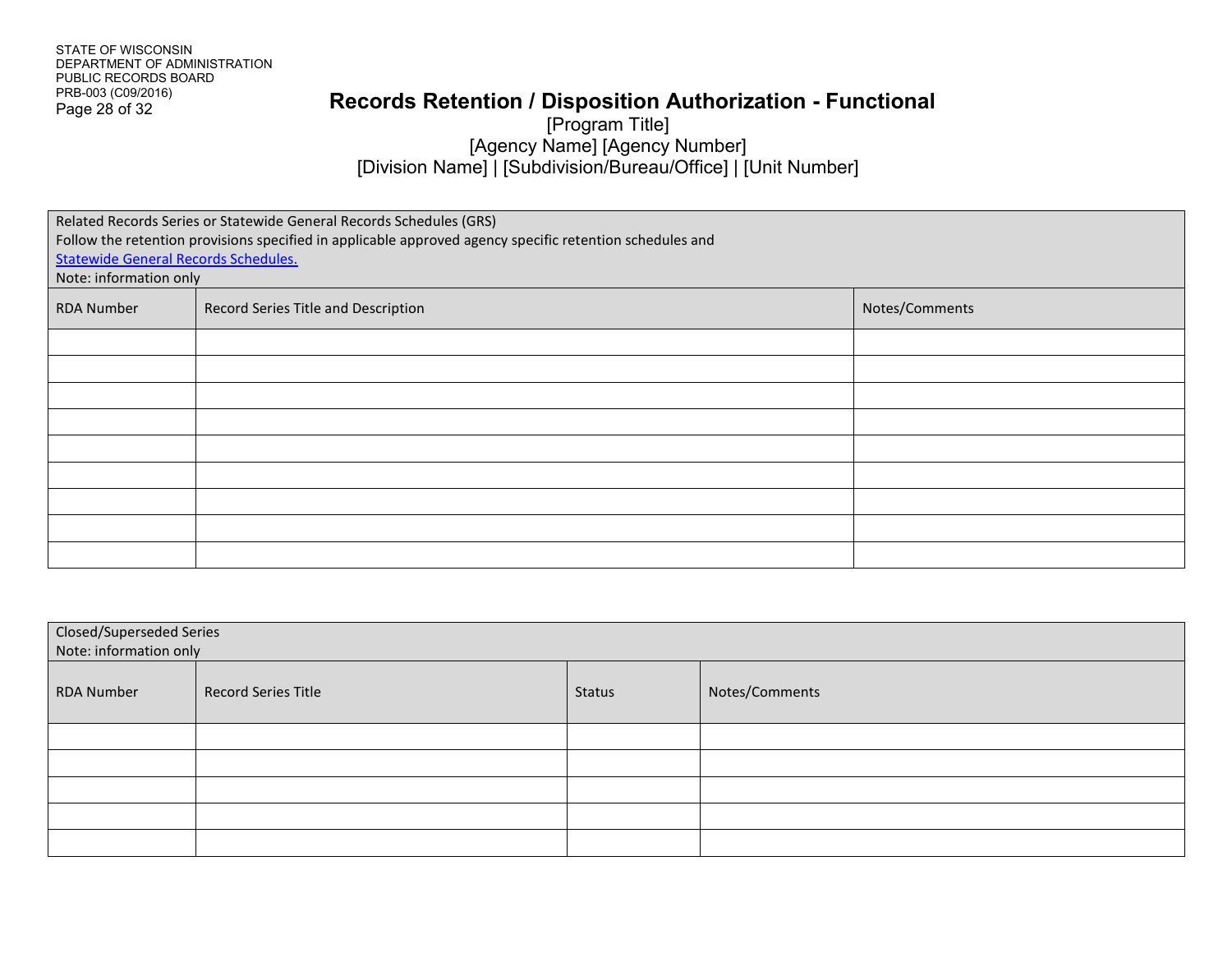STATE OF WISCONSIN
DEPARTMENT OF ADMINISTRATION
PUBLIC RECORDS BOARD
PRB-003 (C09/2016)

# Records Retention / Disposition Authorization - Functional

[Program Title]
[Agency Name] [Agency Number]
[Division Name] | [Subdivision/Bureau/Office] | [Unit Number]

| Related Records Series or Statewide General Records Schedules (GRS)<br>Follow the retention provisions specified in applicable approved agency specific retention schedules and<br>Statewide General Records Schedules.<br>Note: information only | | |
|---|---|---|
| RDA Number | Record Series Title and Description | Notes/Comments |
| | | |
| | | |
| | | |
| | | |
| | | |
| | | |
| | | |
| | | |
| | | |

| Closed/Superseded Series<br>Note: information only | | | |
|---|---|---|---|
| RDA Number | Record Series Title | Status | Notes/Comments |
| | | | |
| | | | |
| | | | |
| | | | |
| | | | |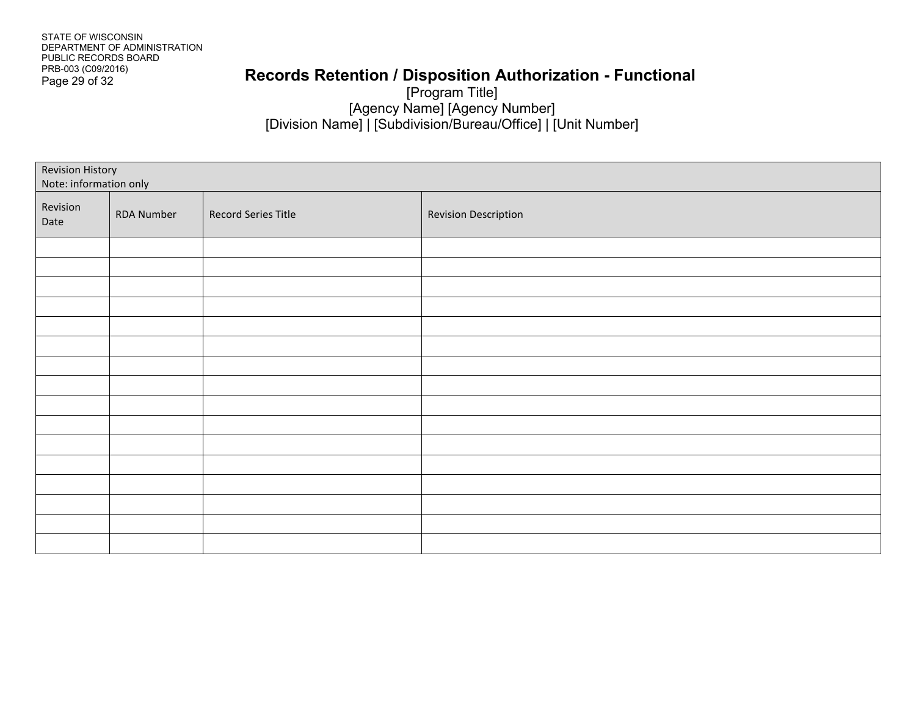STATE OF WISCONSIN
DEPARTMENT OF ADMINISTRATION
PUBLIC RECORDS BOARD
PRB-003 (C09/2016)

# Records Retention / Disposition Authorization - Functional

[Program Title]
[Agency Name] [Agency Number]
[Division Name] | [Subdivision/Bureau/Office] | [Unit Number]

| Revision History<br>Note: information only | | | |
|---|---|---|---|
| Revision Date | RDA Number | Record Series Title | Revision Description |
| | | | |
| | | | |
| | | | |
| | | | |
| | | | |
| | | | |
| | | | |
| | | | |
| | | | |
| | | | |
| | | | |
| | | | |
| | | | |
| | | | |
| | | | |
| | | | |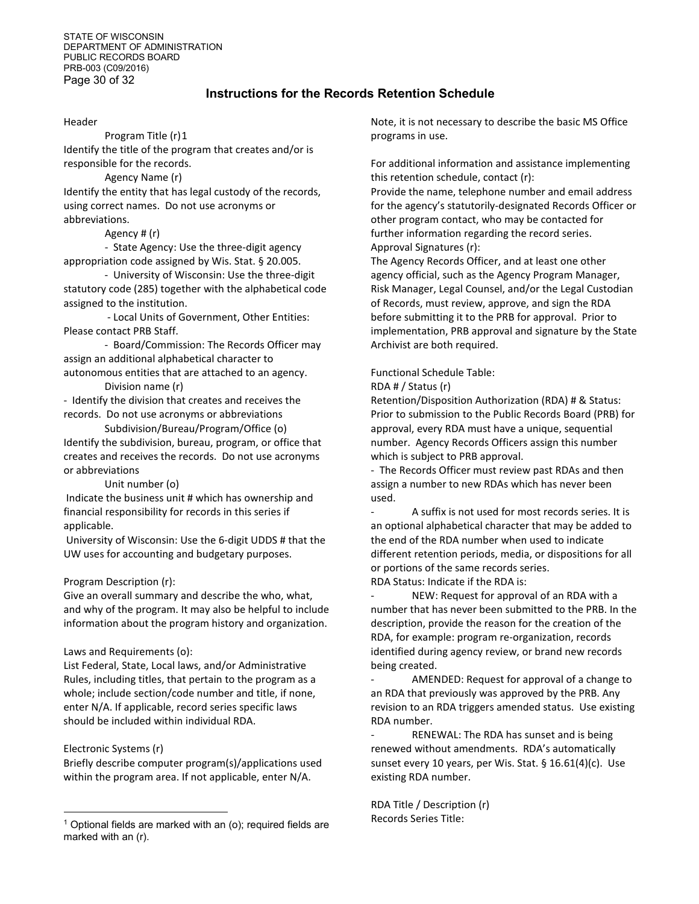# Instructions for the Records Retention Schedule

Header

Program Title (r)[1]

Identify the title of the program that creates and/or is responsible for the records.

Agency Name (r)

Identify the entity that has legal custody of the records, using correct names. Do not use acronyms or abbreviations.

Agency # (r)

- State Agency: Use the three-digit agency appropriation code assigned by Wis. Stat. § 20.005.
- University of Wisconsin: Use the three-digit statutory code (285) together with the alphabetical code assigned to the institution.
- Local Units of Government, Other Entities: Please contact PRB Staff.
- Board/Commission: The Records Officer may assign an additional alphabetical character to autonomous entities that are attached to an agency.

Division name (r)

- Identify the division that creates and receives the records. Do not use acronyms or abbreviations

Subdivision/Bureau/Program/Office (o)

Identify the subdivision, bureau, program, or office that creates and receives the records. Do not use acronyms or abbreviations

Unit number (o)

Indicate the business unit # which has ownership and financial responsibility for records in this series if applicable.

University of Wisconsin: Use the 6-digit UDDS # that the UW uses for accounting and budgetary purposes.

Program Description (r):

Give an overall summary and describe the who, what, and why of the program. It may also be helpful to include information about the program history and organization.

Laws and Requirements (o):

List Federal, State, Local laws, and/or Administrative Rules, including titles, that pertain to the program as a whole; include section/code number and title, if none, enter N/A. If applicable, record series specific laws should be included within individual RDA.

Electronic Systems (r)

Briefly describe computer program(s)/applications used within the program area. If not applicable, enter N/A. Note, it is not necessary to describe the basic MS Office programs in use.

For additional information and assistance implementing this retention schedule, contact (r):

Provide the name, telephone number and email address for the agency's statutorily-designated Records Officer or other program contact, who may be contacted for further information regarding the record series.

Approval Signatures (r):

The Agency Records Officer, and at least one other agency official, such as the Agency Program Manager, Risk Manager, Legal Counsel, and/or the Legal Custodian of Records, must review, approve, and sign the RDA before submitting it to the PRB for approval. Prior to implementation, PRB approval and signature by the State Archivist are both required.

Functional Schedule Table:

RDA # / Status (r)

Retention/Disposition Authorization (RDA) # & Status: Prior to submission to the Public Records Board (PRB) for approval, every RDA must have a unique, sequential number. Agency Records Officers assign this number which is subject to PRB approval.

- The Records Officer must review past RDAs and then assign a number to new RDAs which has never been used.
- A suffix is not used for most records series. It is an optional alphabetical character that may be added to the end of the RDA number when used to indicate different retention periods, media, or dispositions for all or portions of the same records series.

RDA Status: Indicate if the RDA is:

- NEW: Request for approval of an RDA with a number that has never been submitted to the PRB. In the description, provide the reason for the creation of the RDA, for example: program re-organization, records identified during agency review, or brand new records being created.
- AMENDED: Request for approval of a change to an RDA that previously was approved by the PRB. Any revision to an RDA triggers amended status. Use existing RDA number.
- RENEWAL: The RDA has sunset and is being renewed without amendments. RDA's automatically sunset every 10 years, per Wis. Stat. § 16.61(4)(c). Use existing RDA number.

RDA Title / Description (r)

Records Series Title:

[1] Optional fields are marked with an (o); required fields are marked with an (r).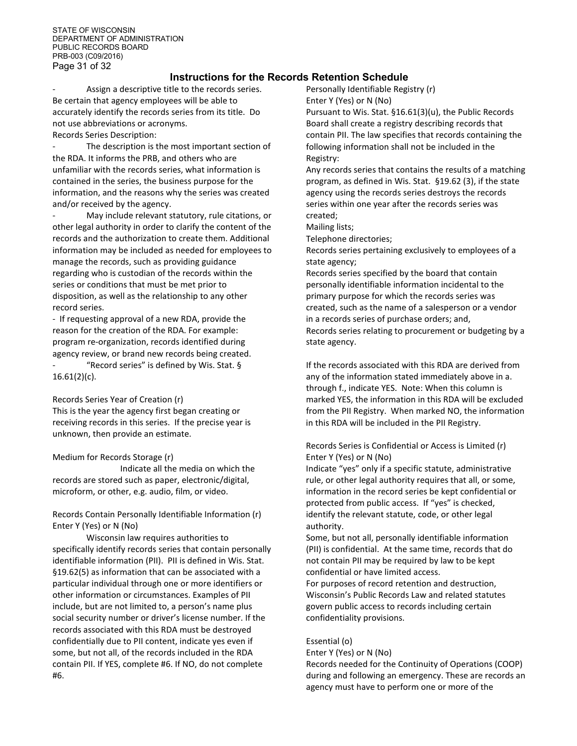## Instructions for the Records Retention Schedule

- Assign a descriptive title to the records series. Be certain that agency employees will be able to accurately identify the records series from its title. Do not use abbreviations or acronyms.

Records Series Description:

- The description is the most important section of the RDA. It informs the PRB, and others who are unfamiliar with the records series, what information is contained in the series, the business purpose for the information, and the reasons why the series was created and/or received by the agency.
- May include relevant statutory, rule citations, or other legal authority in order to clarify the content of the records and the authorization to create them. Additional information may be included as needed for employees to manage the records, such as providing guidance regarding who is custodian of the records within the series or conditions that must be met prior to disposition, as well as the relationship to any other record series.
- If requesting approval of a new RDA, provide the reason for the creation of the RDA. For example: program re-organization, records identified during agency review, or brand new records being created.
- "Record series" is defined by Wis. Stat. § 16.61(2)(c).

Records Series Year of Creation (r)

This is the year the agency first began creating or receiving records in this series. If the precise year is unknown, then provide an estimate.

Medium for Records Storage (r)

Indicate all the media on which the records are stored such as paper, electronic/digital, microform, or other, e.g. audio, film, or video.

Records Contain Personally Identifiable Information (r)
Enter Y (Yes) or N (No)

Wisconsin law requires authorities to specifically identify records series that contain personally identifiable information (PII). PII is defined in Wis. Stat. §19.62(5) as information that can be associated with a particular individual through one or more identifiers or other information or circumstances. Examples of PII include, but are not limited to, a person's name plus social security number or driver's license number. If the records associated with this RDA must be destroyed confidentially due to PII content, indicate yes even if some, but not all, of the records included in the RDA contain PII. If YES, complete #6. If NO, do not complete #6.

Personally Identifiable Registry (r)
Enter Y (Yes) or N (No)

Pursuant to Wis. Stat. §16.61(3)(u), the Public Records Board shall create a registry describing records that contain PII. The law specifies that records containing the following information shall not be included in the Registry:

Any records series that contains the results of a matching program, as defined in Wis. Stat. §19.62 (3), if the state agency using the records series destroys the records series within one year after the records series was created;

Mailing lists;

Telephone directories;

Records series pertaining exclusively to employees of a state agency;

Records series specified by the board that contain personally identifiable information incidental to the primary purpose for which the records series was created, such as the name of a salesperson or a vendor in a records series of purchase orders; and,

Records series relating to procurement or budgeting by a state agency.

If the records associated with this RDA are derived from any of the information stated immediately above in a. through f., indicate YES. Note: When this column is marked YES, the information in this RDA will be excluded from the PII Registry. When marked NO, the information in this RDA will be included in the PII Registry.

Records Series is Confidential or Access is Limited (r)
Enter Y (Yes) or N (No)

Indicate "yes" only if a specific statute, administrative rule, or other legal authority requires that all, or some, information in the record series be kept confidential or protected from public access. If "yes" is checked, identify the relevant statute, code, or other legal authority.

Some, but not all, personally identifiable information (PII) is confidential. At the same time, records that do not contain PII may be required by law to be kept confidential or have limited access.

For purposes of record retention and destruction, Wisconsin's Public Records Law and related statutes govern public access to records including certain confidentiality provisions.

Essential (o)
Enter Y (Yes) or N (No)

Records needed for the Continuity of Operations (COOP) during and following an emergency. These are records an agency must have to perform one or more of the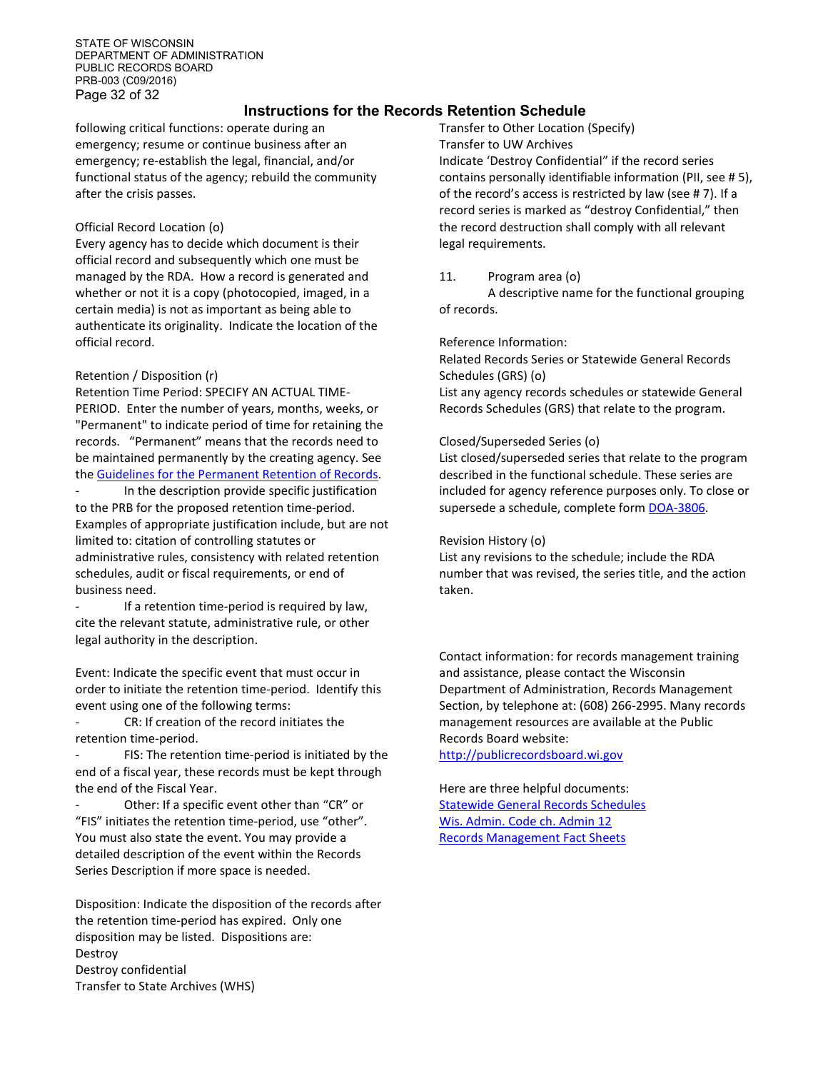## Instructions for the Records Retention Schedule

following critical functions: operate during an emergency; resume or continue business after an emergency; re-establish the legal, financial, and/or functional status of the agency; rebuild the community after the crisis passes.

Official Record Location (o)
Every agency has to decide which document is their official record and subsequently which one must be managed by the RDA. How a record is generated and whether or not it is a copy (photocopied, imaged, in a certain media) is not as important as being able to authenticate its originality. Indicate the location of the official record.

Retention / Disposition (r)
Retention Time Period: SPECIFY AN ACTUAL TIME-PERIOD. Enter the number of years, months, weeks, or "Permanent" to indicate period of time for retaining the records. "Permanent" means that the records need to be maintained permanently by the creating agency. See the [Guidelines for the Permanent Retention of Records](Guidelines for the Permanent Retention of Records).

- In the description provide specific justification to the PRB for the proposed retention time-period. Examples of appropriate justification include, but are not limited to: citation of controlling statutes or administrative rules, consistency with related retention schedules, audit or fiscal requirements, or end of business need.
- If a retention time-period is required by law, cite the relevant statute, administrative rule, or other legal authority in the description.

Event: Indicate the specific event that must occur in order to initiate the retention time-period. Identify this event using one of the following terms:

- CR: If creation of the record initiates the retention time-period.
- FIS: The retention time-period is initiated by the end of a fiscal year, these records must be kept through the end of the Fiscal Year.
- Other: If a specific event other than "CR" or "FIS" initiates the retention time-period, use "other". You must also state the event. You may provide a detailed description of the event within the Records Series Description if more space is needed.

Disposition: Indicate the disposition of the records after the retention time-period has expired. Only one disposition may be listed. Dispositions are:
Destroy
Destroy confidential
Transfer to State Archives (WHS)
Transfer to Other Location (Specify)
Transfer to UW Archives
Indicate 'Destroy Confidential" if the record series contains personally identifiable information (PII, see # 5), of the record's access is restricted by law (see # 7). If a record series is marked as "destroy Confidential," then the record destruction shall comply with all relevant legal requirements.

11. Program area (o)
A descriptive name for the functional grouping of records.

Reference Information:
Related Records Series or Statewide General Records Schedules (GRS) (o)
List any agency records schedules or statewide General Records Schedules (GRS) that relate to the program.

Closed/Superseded Series (o)
List closed/superseded series that relate to the program described in the functional schedule. These series are included for agency reference purposes only. To close or supersede a schedule, complete form [DOA-3806](DOA-3806).

Revision History (o)
List any revisions to the schedule; include the RDA number that was revised, the series title, and the action taken.

Contact information: for records management training and assistance, please contact the Wisconsin Department of Administration, Records Management Section, by telephone at: (608) 266-2995. Many records management resources are available at the Public Records Board website:
http://publicrecordsboard.wi.gov

Here are three helpful documents:
[Statewide General Records Schedules](Statewide General Records Schedules)
[Wis. Admin. Code ch. Admin 12](Wis. Admin. Code ch. Admin 12)
[Records Management Fact Sheets](Records Management Fact Sheets)